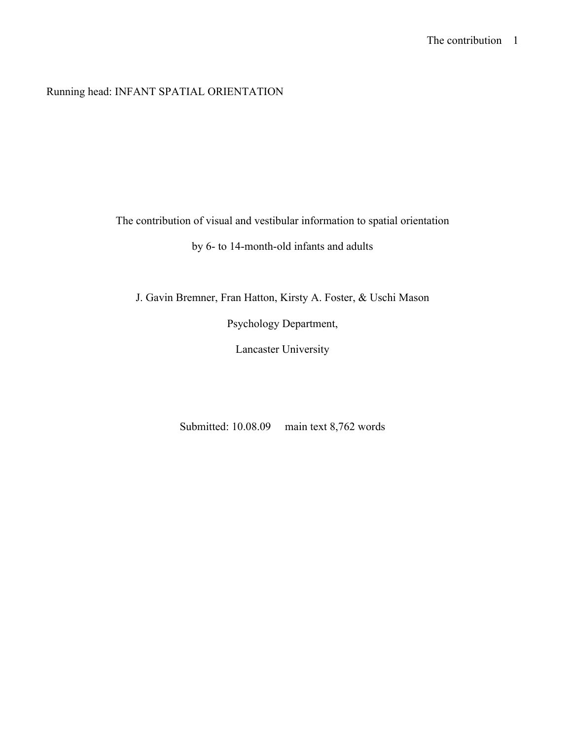Running head: INFANT SPATIAL ORIENTATION

# The contribution of visual and vestibular information to spatial orientation by 6- to 14-month-old infants and adults

J. Gavin Bremner, Fran Hatton, Kirsty A. Foster, & Uschi Mason

Psychology Department,

Lancaster University

Submitted: 10.08.09 main text 8,762 words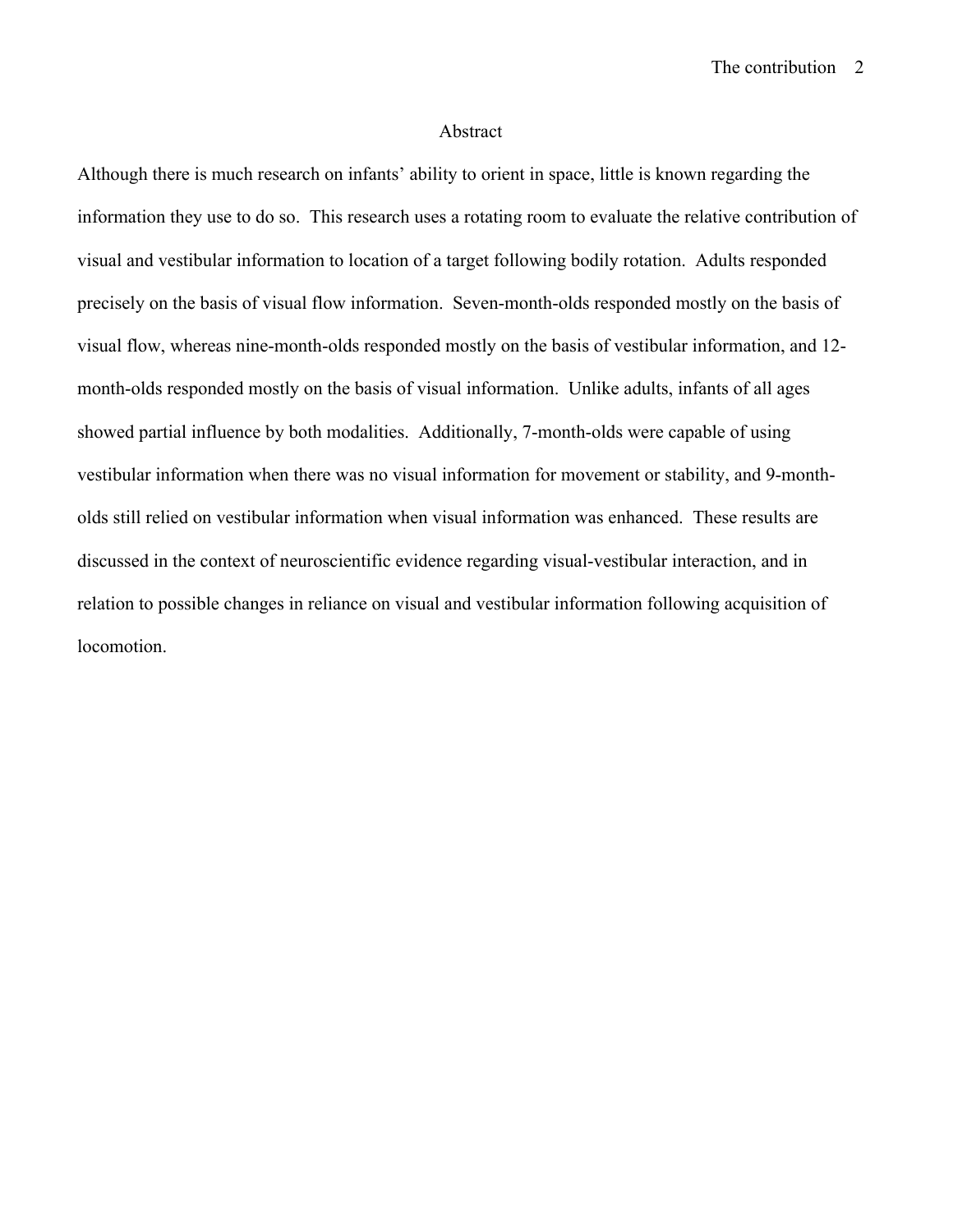## Abstract

Although there is much research on infants' ability to orient in space, little is known regarding the information they use to do so. This research uses a rotating room to evaluate the relative contribution of visual and vestibular information to location of a target following bodily rotation. Adults responded precisely on the basis of visual flow information. Seven-month-olds responded mostly on the basis of visual flow, whereas nine-month-olds responded mostly on the basis of vestibular information, and 12-month-olds responded mostly on the basis of visual information. Unlike adults, infants of all ages showed partial influence by both modalities. Additionally, 7-month-olds were capable of using vestibular information when there was no visual information for movement or stability, and 9-month-olds still relied on vestibular information when visual information was enhanced. These results are discussed in the context of neuroscientific evidence regarding visual-vestibular interaction, and in relation to possible changes in reliance on visual and vestibular information following acquisition of locomotion.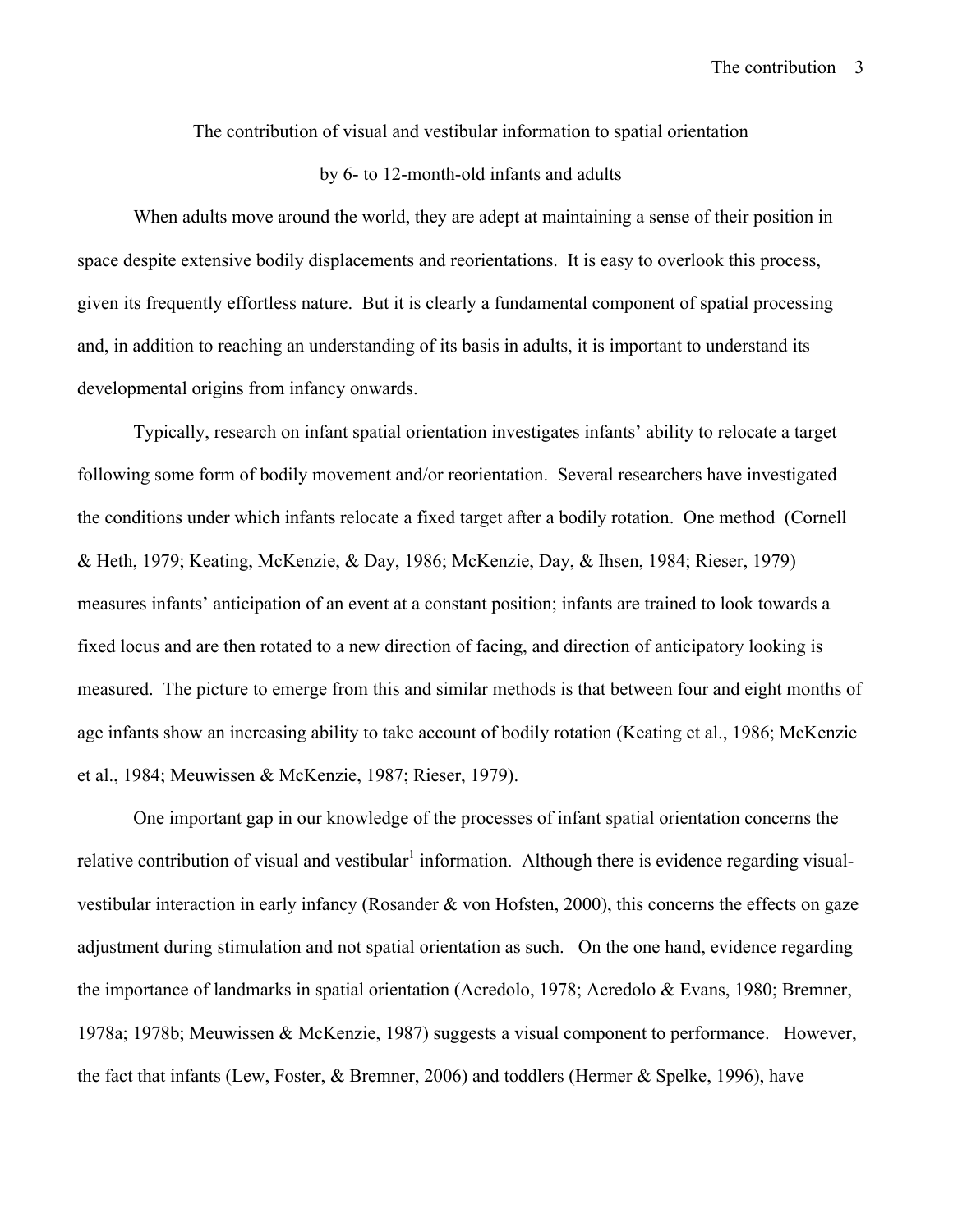# The contribution of visual and vestibular information to spatial orientation by 6- to 12-month-old infants and adults

When adults move around the world, they are adept at maintaining a sense of their position in space despite extensive bodily displacements and reorientations. It is easy to overlook this process, given its frequently effortless nature. But it is clearly a fundamental component of spatial processing and, in addition to reaching an understanding of its basis in adults, it is important to understand its developmental origins from infancy onwards.

Typically, research on infant spatial orientation investigates infants' ability to relocate a target following some form of bodily movement and/or reorientation. Several researchers have investigated the conditions under which infants relocate a fixed target after a bodily rotation. One method (Cornell & Heth, 1979; Keating, McKenzie, & Day, 1986; McKenzie, Day, & Ihsen, 1984; Rieser, 1979) measures infants' anticipation of an event at a constant position; infants are trained to look towards a fixed locus and are then rotated to a new direction of facing, and direction of anticipatory looking is measured. The picture to emerge from this and similar methods is that between four and eight months of age infants show an increasing ability to take account of bodily rotation (Keating et al., 1986; McKenzie et al., 1984; Meuwissen & McKenzie, 1987; Rieser, 1979).

One important gap in our knowledge of the processes of infant spatial orientation concerns the relative contribution of visual and vestibular[1] information. Although there is evidence regarding visual-vestibular interaction in early infancy (Rosander & von Hofsten, 2000), this concerns the effects on gaze adjustment during stimulation and not spatial orientation as such. On the one hand, evidence regarding the importance of landmarks in spatial orientation (Acredolo, 1978; Acredolo & Evans, 1980; Bremner, 1978a; 1978b; Meuwissen & McKenzie, 1987) suggests a visual component to performance. However, the fact that infants (Lew, Foster, & Bremner, 2006) and toddlers (Hermer & Spelke, 1996), have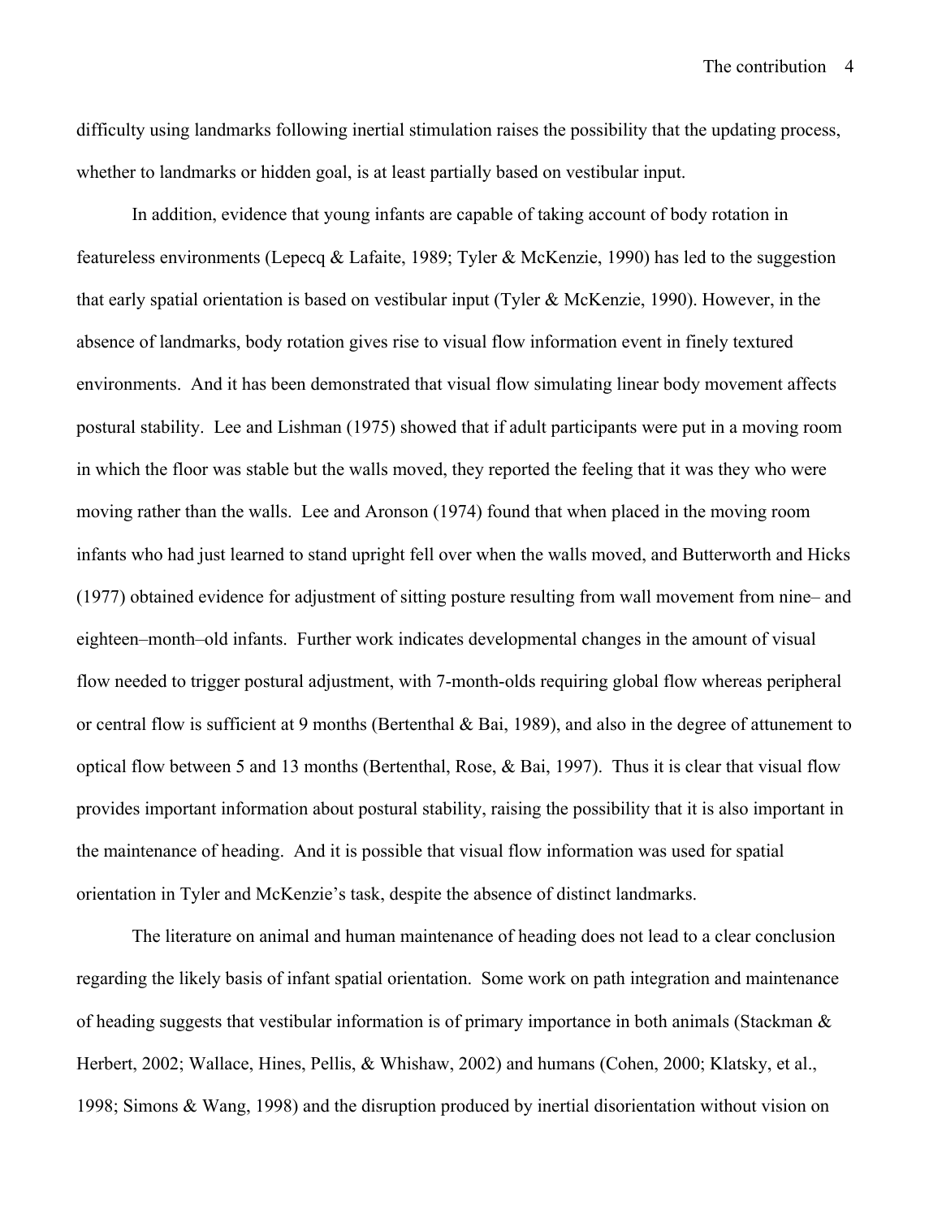difficulty using landmarks following inertial stimulation raises the possibility that the updating process, whether to landmarks or hidden goal, is at least partially based on vestibular input.

In addition, evidence that young infants are capable of taking account of body rotation in featureless environments (Lepecq & Lafaite, 1989; Tyler & McKenzie, 1990) has led to the suggestion that early spatial orientation is based on vestibular input (Tyler & McKenzie, 1990). However, in the absence of landmarks, body rotation gives rise to visual flow information event in finely textured environments. And it has been demonstrated that visual flow simulating linear body movement affects postural stability. Lee and Lishman (1975) showed that if adult participants were put in a moving room in which the floor was stable but the walls moved, they reported the feeling that it was they who were moving rather than the walls. Lee and Aronson (1974) found that when placed in the moving room infants who had just learned to stand upright fell over when the walls moved, and Butterworth and Hicks (1977) obtained evidence for adjustment of sitting posture resulting from wall movement from nine– and eighteen–month–old infants. Further work indicates developmental changes in the amount of visual flow needed to trigger postural adjustment, with 7-month-olds requiring global flow whereas peripheral or central flow is sufficient at 9 months (Bertenthal & Bai, 1989), and also in the degree of attunement to optical flow between 5 and 13 months (Bertenthal, Rose, & Bai, 1997). Thus it is clear that visual flow provides important information about postural stability, raising the possibility that it is also important in the maintenance of heading. And it is possible that visual flow information was used for spatial orientation in Tyler and McKenzie's task, despite the absence of distinct landmarks.

The literature on animal and human maintenance of heading does not lead to a clear conclusion regarding the likely basis of infant spatial orientation. Some work on path integration and maintenance of heading suggests that vestibular information is of primary importance in both animals (Stackman & Herbert, 2002; Wallace, Hines, Pellis, & Whishaw, 2002) and humans (Cohen, 2000; Klatsky, et al., 1998; Simons & Wang, 1998) and the disruption produced by inertial disorientation without vision on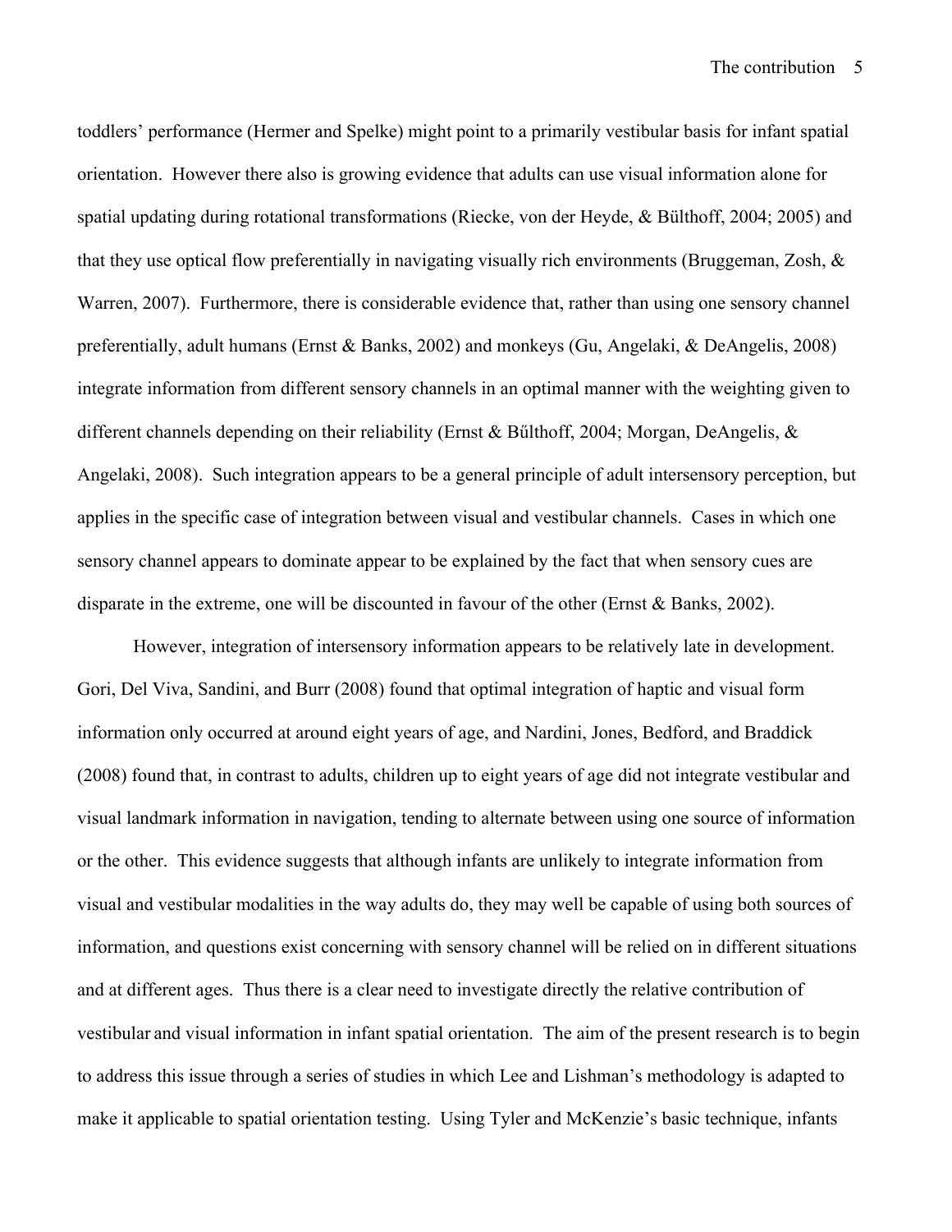toddlers' performance (Hermer and Spelke) might point to a primarily vestibular basis for infant spatial orientation. However there also is growing evidence that adults can use visual information alone for spatial updating during rotational transformations (Riecke, von der Heyde, & Bülthoff, 2004; 2005) and that they use optical flow preferentially in navigating visually rich environments (Bruggeman, Zosh, & Warren, 2007). Furthermore, there is considerable evidence that, rather than using one sensory channel preferentially, adult humans (Ernst & Banks, 2002) and monkeys (Gu, Angelaki, & DeAngelis, 2008) integrate information from different sensory channels in an optimal manner with the weighting given to different channels depending on their reliability (Ernst & Bűlthoff, 2004; Morgan, DeAngelis, & Angelaki, 2008). Such integration appears to be a general principle of adult intersensory perception, but applies in the specific case of integration between visual and vestibular channels. Cases in which one sensory channel appears to dominate appear to be explained by the fact that when sensory cues are disparate in the extreme, one will be discounted in favour of the other (Ernst & Banks, 2002).

However, integration of intersensory information appears to be relatively late in development. Gori, Del Viva, Sandini, and Burr (2008) found that optimal integration of haptic and visual form information only occurred at around eight years of age, and Nardini, Jones, Bedford, and Braddick (2008) found that, in contrast to adults, children up to eight years of age did not integrate vestibular and visual landmark information in navigation, tending to alternate between using one source of information or the other. This evidence suggests that although infants are unlikely to integrate information from visual and vestibular modalities in the way adults do, they may well be capable of using both sources of information, and questions exist concerning with sensory channel will be relied on in different situations and at different ages. Thus there is a clear need to investigate directly the relative contribution of vestibular and visual information in infant spatial orientation. The aim of the present research is to begin to address this issue through a series of studies in which Lee and Lishman's methodology is adapted to make it applicable to spatial orientation testing. Using Tyler and McKenzie's basic technique, infants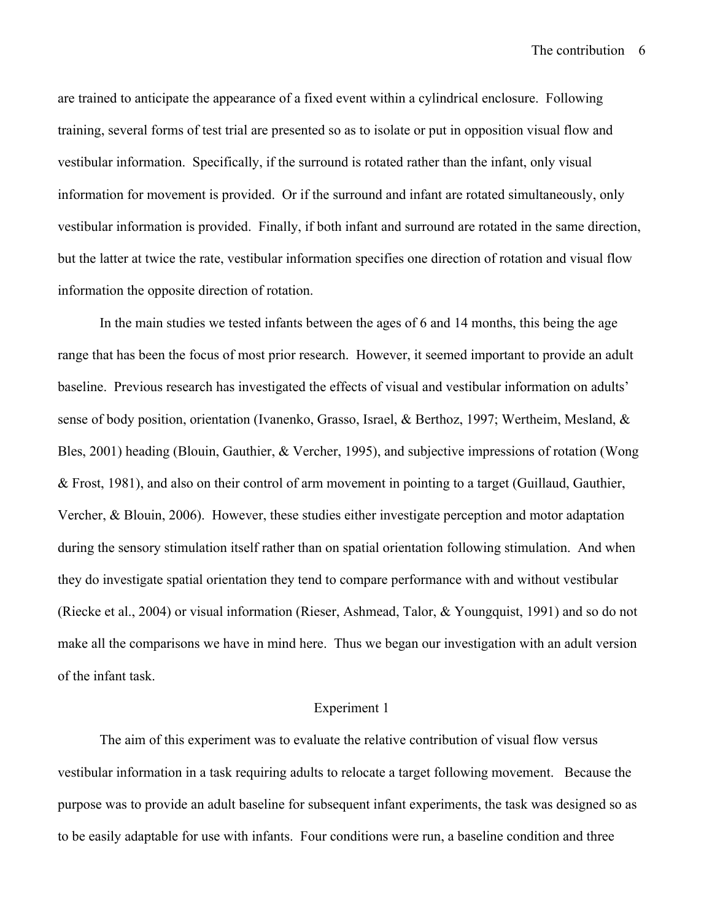are trained to anticipate the appearance of a fixed event within a cylindrical enclosure. Following training, several forms of test trial are presented so as to isolate or put in opposition visual flow and vestibular information. Specifically, if the surround is rotated rather than the infant, only visual information for movement is provided. Or if the surround and infant are rotated simultaneously, only vestibular information is provided. Finally, if both infant and surround are rotated in the same direction, but the latter at twice the rate, vestibular information specifies one direction of rotation and visual flow information the opposite direction of rotation.

In the main studies we tested infants between the ages of 6 and 14 months, this being the age range that has been the focus of most prior research. However, it seemed important to provide an adult baseline. Previous research has investigated the effects of visual and vestibular information on adults' sense of body position, orientation (Ivanenko, Grasso, Israel, & Berthoz, 1997; Wertheim, Mesland, & Bles, 2001) heading (Blouin, Gauthier, & Vercher, 1995), and subjective impressions of rotation (Wong & Frost, 1981), and also on their control of arm movement in pointing to a target (Guillaud, Gauthier, Vercher, & Blouin, 2006). However, these studies either investigate perception and motor adaptation during the sensory stimulation itself rather than on spatial orientation following stimulation. And when they do investigate spatial orientation they tend to compare performance with and without vestibular (Riecke et al., 2004) or visual information (Rieser, Ashmead, Talor, & Youngquist, 1991) and so do not make all the comparisons we have in mind here. Thus we began our investigation with an adult version of the infant task.

## Experiment 1

The aim of this experiment was to evaluate the relative contribution of visual flow versus vestibular information in a task requiring adults to relocate a target following movement. Because the purpose was to provide an adult baseline for subsequent infant experiments, the task was designed so as to be easily adaptable for use with infants. Four conditions were run, a baseline condition and three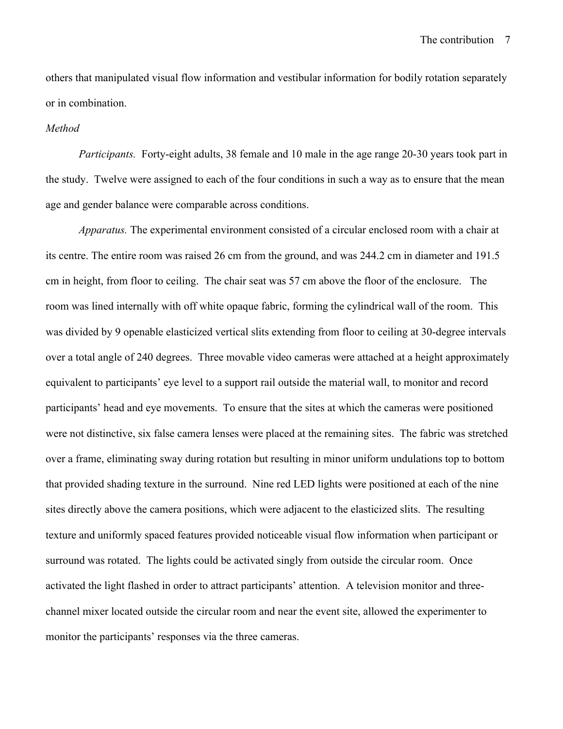others that manipulated visual flow information and vestibular information for bodily rotation separately or in combination.

*Method*

*Participants.* Forty-eight adults, 38 female and 10 male in the age range 20-30 years took part in the study. Twelve were assigned to each of the four conditions in such a way as to ensure that the mean age and gender balance were comparable across conditions.

*Apparatus.* The experimental environment consisted of a circular enclosed room with a chair at its centre. The entire room was raised 26 cm from the ground, and was 244.2 cm in diameter and 191.5 cm in height, from floor to ceiling. The chair seat was 57 cm above the floor of the enclosure. The room was lined internally with off white opaque fabric, forming the cylindrical wall of the room. This was divided by 9 openable elasticized vertical slits extending from floor to ceiling at 30-degree intervals over a total angle of 240 degrees. Three movable video cameras were attached at a height approximately equivalent to participants' eye level to a support rail outside the material wall, to monitor and record participants' head and eye movements. To ensure that the sites at which the cameras were positioned were not distinctive, six false camera lenses were placed at the remaining sites. The fabric was stretched over a frame, eliminating sway during rotation but resulting in minor uniform undulations top to bottom that provided shading texture in the surround. Nine red LED lights were positioned at each of the nine sites directly above the camera positions, which were adjacent to the elasticized slits. The resulting texture and uniformly spaced features provided noticeable visual flow information when participant or surround was rotated. The lights could be activated singly from outside the circular room. Once activated the light flashed in order to attract participants' attention. A television monitor and three-channel mixer located outside the circular room and near the event site, allowed the experimenter to monitor the participants' responses via the three cameras.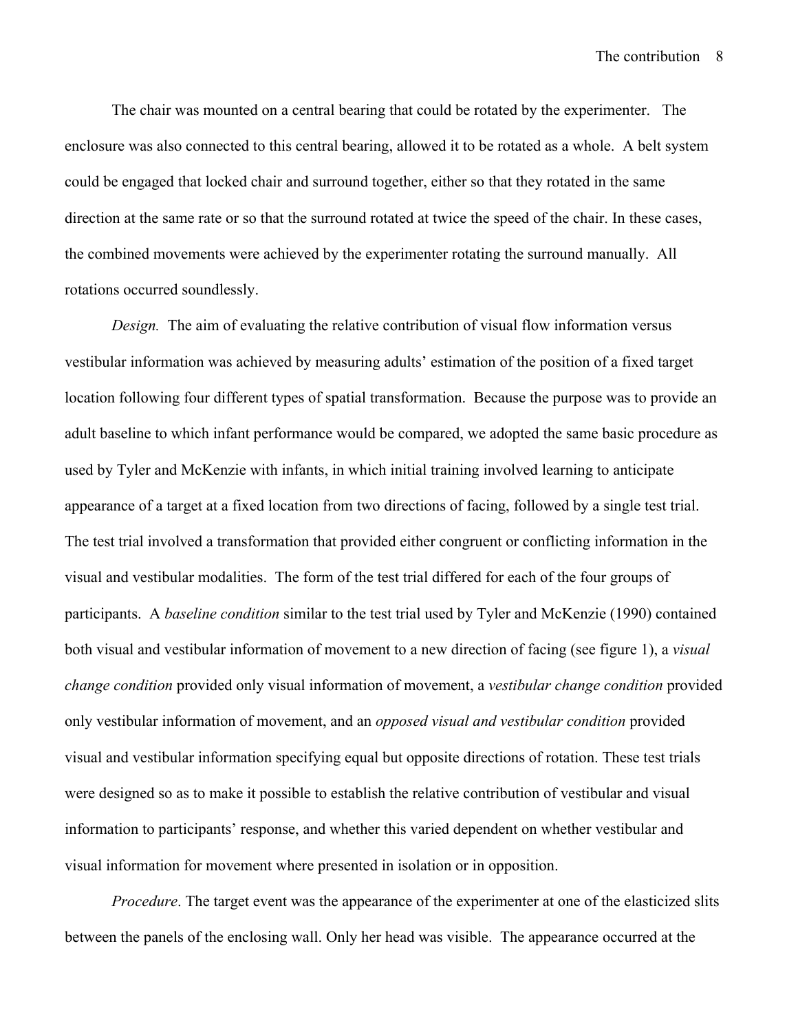The chair was mounted on a central bearing that could be rotated by the experimenter. The enclosure was also connected to this central bearing, allowed it to be rotated as a whole. A belt system could be engaged that locked chair and surround together, either so that they rotated in the same direction at the same rate or so that the surround rotated at twice the speed of the chair. In these cases, the combined movements were achieved by the experimenter rotating the surround manually. All rotations occurred soundlessly.

*Design.* The aim of evaluating the relative contribution of visual flow information versus vestibular information was achieved by measuring adults' estimation of the position of a fixed target location following four different types of spatial transformation. Because the purpose was to provide an adult baseline to which infant performance would be compared, we adopted the same basic procedure as used by Tyler and McKenzie with infants, in which initial training involved learning to anticipate appearance of a target at a fixed location from two directions of facing, followed by a single test trial. The test trial involved a transformation that provided either congruent or conflicting information in the visual and vestibular modalities. The form of the test trial differed for each of the four groups of participants. A *baseline condition* similar to the test trial used by Tyler and McKenzie (1990) contained both visual and vestibular information of movement to a new direction of facing (see figure 1), a *visual change condition* provided only visual information of movement, a *vestibular change condition* provided only vestibular information of movement, and an *opposed visual and vestibular condition* provided visual and vestibular information specifying equal but opposite directions of rotation. These test trials were designed so as to make it possible to establish the relative contribution of vestibular and visual information to participants' response, and whether this varied dependent on whether vestibular and visual information for movement where presented in isolation or in opposition.

*Procedure*. The target event was the appearance of the experimenter at one of the elasticized slits between the panels of the enclosing wall. Only her head was visible. The appearance occurred at the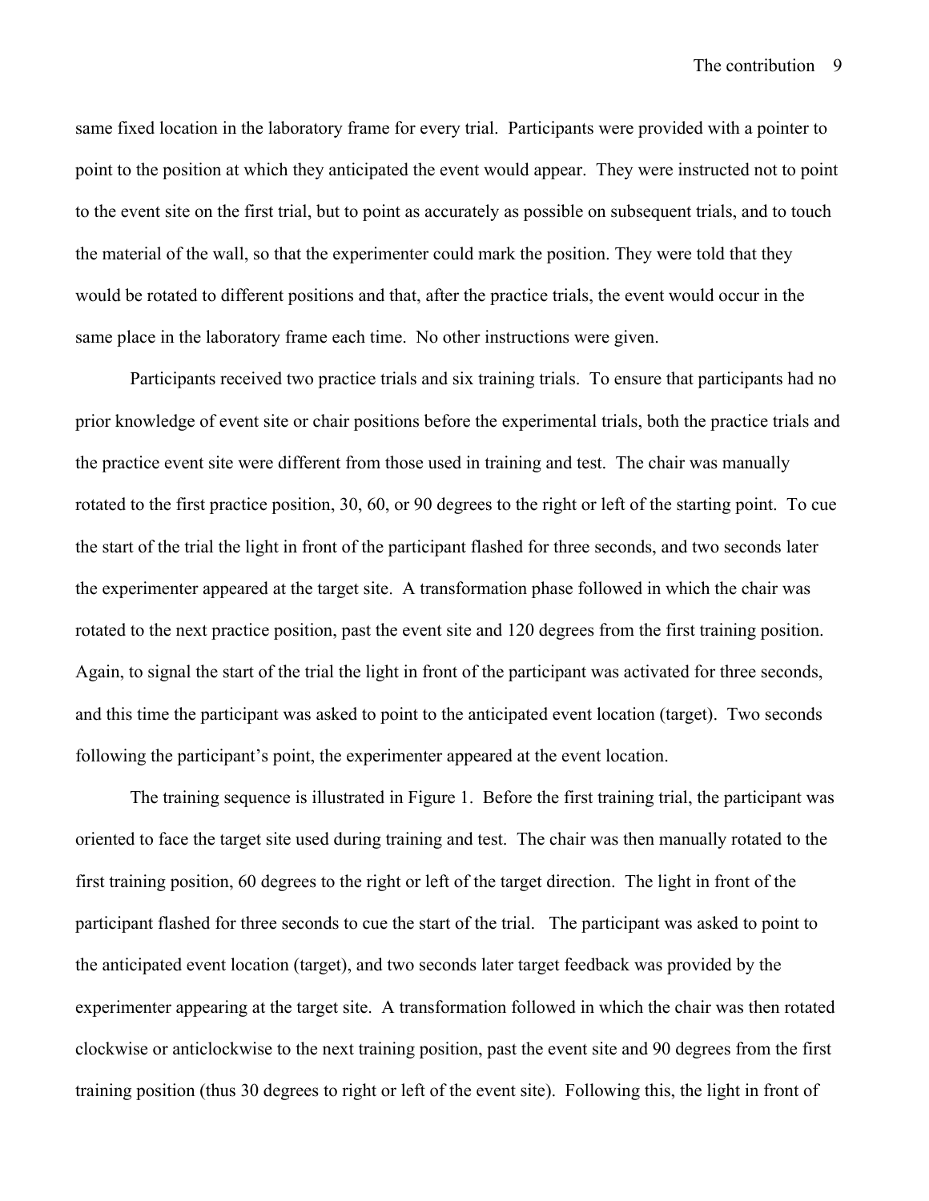same fixed location in the laboratory frame for every trial. Participants were provided with a pointer to point to the position at which they anticipated the event would appear. They were instructed not to point to the event site on the first trial, but to point as accurately as possible on subsequent trials, and to touch the material of the wall, so that the experimenter could mark the position. They were told that they would be rotated to different positions and that, after the practice trials, the event would occur in the same place in the laboratory frame each time. No other instructions were given.

Participants received two practice trials and six training trials. To ensure that participants had no prior knowledge of event site or chair positions before the experimental trials, both the practice trials and the practice event site were different from those used in training and test. The chair was manually rotated to the first practice position, 30, 60, or 90 degrees to the right or left of the starting point. To cue the start of the trial the light in front of the participant flashed for three seconds, and two seconds later the experimenter appeared at the target site. A transformation phase followed in which the chair was rotated to the next practice position, past the event site and 120 degrees from the first training position. Again, to signal the start of the trial the light in front of the participant was activated for three seconds, and this time the participant was asked to point to the anticipated event location (target). Two seconds following the participant's point, the experimenter appeared at the event location.

The training sequence is illustrated in Figure 1. Before the first training trial, the participant was oriented to face the target site used during training and test. The chair was then manually rotated to the first training position, 60 degrees to the right or left of the target direction. The light in front of the participant flashed for three seconds to cue the start of the trial. The participant was asked to point to the anticipated event location (target), and two seconds later target feedback was provided by the experimenter appearing at the target site. A transformation followed in which the chair was then rotated clockwise or anticlockwise to the next training position, past the event site and 90 degrees from the first training position (thus 30 degrees to right or left of the event site). Following this, the light in front of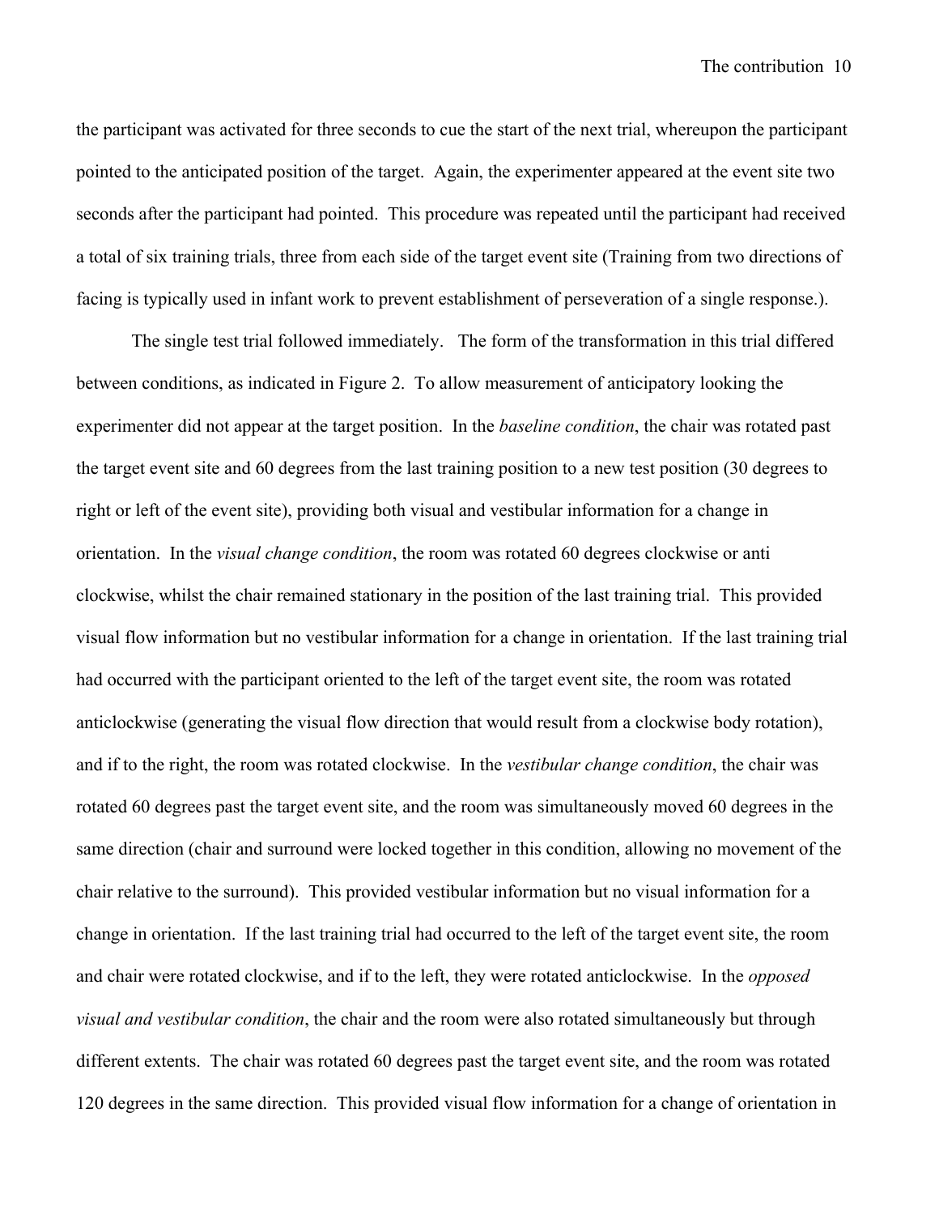the participant was activated for three seconds to cue the start of the next trial, whereupon the participant pointed to the anticipated position of the target. Again, the experimenter appeared at the event site two seconds after the participant had pointed. This procedure was repeated until the participant had received a total of six training trials, three from each side of the target event site (Training from two directions of facing is typically used in infant work to prevent establishment of perseveration of a single response.).

The single test trial followed immediately. The form of the transformation in this trial differed between conditions, as indicated in Figure 2. To allow measurement of anticipatory looking the experimenter did not appear at the target position. In the *baseline condition*, the chair was rotated past the target event site and 60 degrees from the last training position to a new test position (30 degrees to right or left of the event site), providing both visual and vestibular information for a change in orientation. In the *visual change condition*, the room was rotated 60 degrees clockwise or anti clockwise, whilst the chair remained stationary in the position of the last training trial. This provided visual flow information but no vestibular information for a change in orientation. If the last training trial had occurred with the participant oriented to the left of the target event site, the room was rotated anticlockwise (generating the visual flow direction that would result from a clockwise body rotation), and if to the right, the room was rotated clockwise. In the *vestibular change condition*, the chair was rotated 60 degrees past the target event site, and the room was simultaneously moved 60 degrees in the same direction (chair and surround were locked together in this condition, allowing no movement of the chair relative to the surround). This provided vestibular information but no visual information for a change in orientation. If the last training trial had occurred to the left of the target event site, the room and chair were rotated clockwise, and if to the left, they were rotated anticlockwise. In the *opposed visual and vestibular condition*, the chair and the room were also rotated simultaneously but through different extents. The chair was rotated 60 degrees past the target event site, and the room was rotated 120 degrees in the same direction. This provided visual flow information for a change of orientation in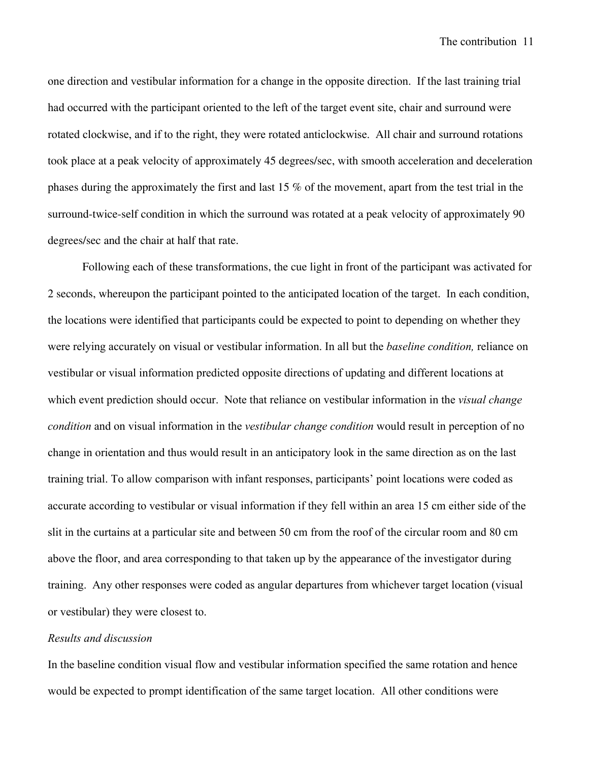one direction and vestibular information for a change in the opposite direction. If the last training trial had occurred with the participant oriented to the left of the target event site, chair and surround were rotated clockwise, and if to the right, they were rotated anticlockwise. All chair and surround rotations took place at a peak velocity of approximately 45 degrees/sec, with smooth acceleration and deceleration phases during the approximately the first and last 15 % of the movement, apart from the test trial in the surround-twice-self condition in which the surround was rotated at a peak velocity of approximately 90 degrees/sec and the chair at half that rate.

Following each of these transformations, the cue light in front of the participant was activated for 2 seconds, whereupon the participant pointed to the anticipated location of the target. In each condition, the locations were identified that participants could be expected to point to depending on whether they were relying accurately on visual or vestibular information. In all but the *baseline condition,* reliance on vestibular or visual information predicted opposite directions of updating and different locations at which event prediction should occur. Note that reliance on vestibular information in the *visual change condition* and on visual information in the *vestibular change condition* would result in perception of no change in orientation and thus would result in an anticipatory look in the same direction as on the last training trial. To allow comparison with infant responses, participants' point locations were coded as accurate according to vestibular or visual information if they fell within an area 15 cm either side of the slit in the curtains at a particular site and between 50 cm from the roof of the circular room and 80 cm above the floor, and area corresponding to that taken up by the appearance of the investigator during training. Any other responses were coded as angular departures from whichever target location (visual or vestibular) they were closest to.

*Results and discussion*

In the baseline condition visual flow and vestibular information specified the same rotation and hence would be expected to prompt identification of the same target location. All other conditions were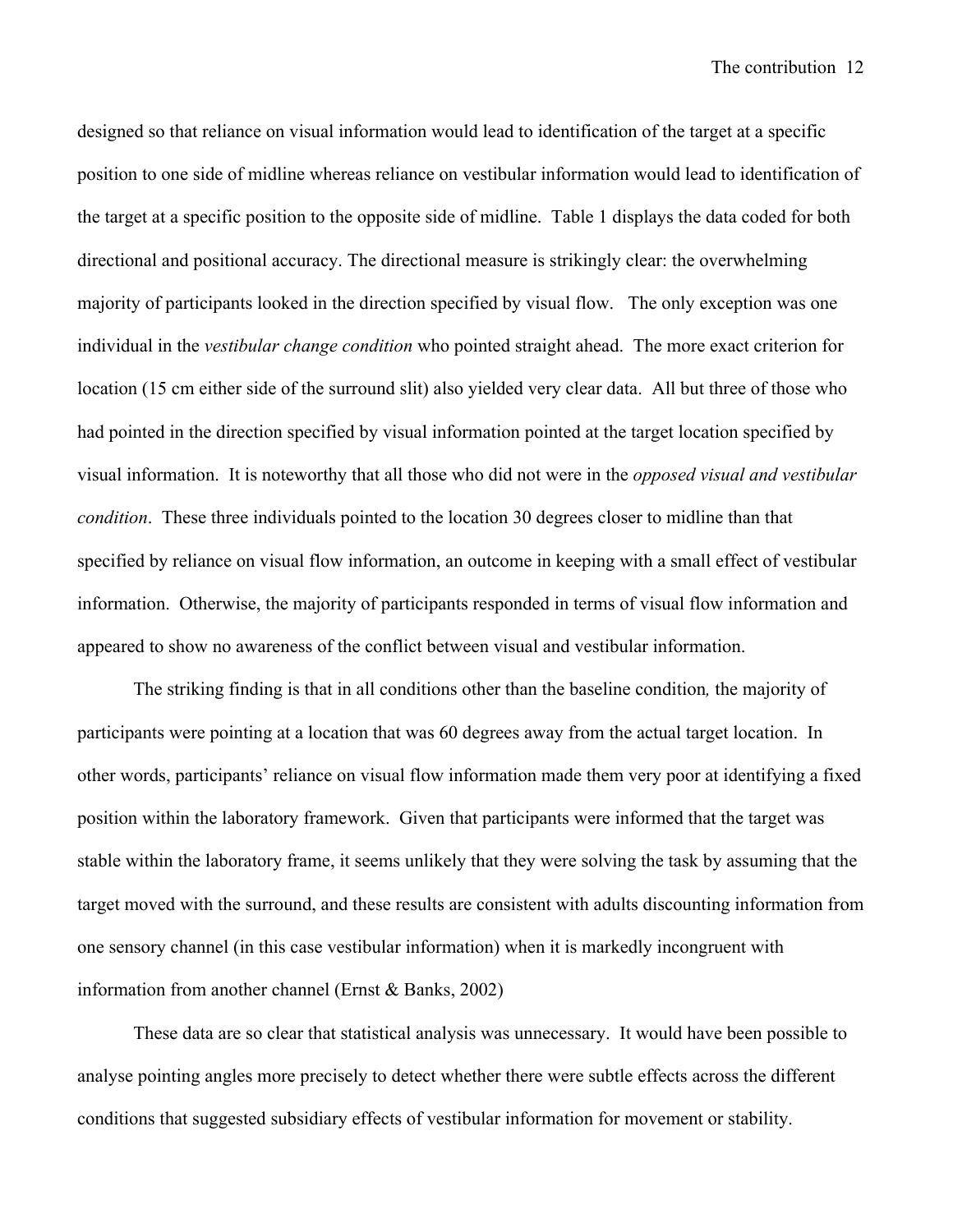designed so that reliance on visual information would lead to identification of the target at a specific position to one side of midline whereas reliance on vestibular information would lead to identification of the target at a specific position to the opposite side of midline. Table 1 displays the data coded for both directional and positional accuracy. The directional measure is strikingly clear: the overwhelming majority of participants looked in the direction specified by visual flow. The only exception was one individual in the *vestibular change condition* who pointed straight ahead. The more exact criterion for location (15 cm either side of the surround slit) also yielded very clear data. All but three of those who had pointed in the direction specified by visual information pointed at the target location specified by visual information. It is noteworthy that all those who did not were in the *opposed visual and vestibular condition*. These three individuals pointed to the location 30 degrees closer to midline than that specified by reliance on visual flow information, an outcome in keeping with a small effect of vestibular information. Otherwise, the majority of participants responded in terms of visual flow information and appeared to show no awareness of the conflict between visual and vestibular information.

The striking finding is that in all conditions other than the baseline condition*,* the majority of participants were pointing at a location that was 60 degrees away from the actual target location. In other words, participants' reliance on visual flow information made them very poor at identifying a fixed position within the laboratory framework. Given that participants were informed that the target was stable within the laboratory frame, it seems unlikely that they were solving the task by assuming that the target moved with the surround, and these results are consistent with adults discounting information from one sensory channel (in this case vestibular information) when it is markedly incongruent with information from another channel (Ernst & Banks, 2002)

These data are so clear that statistical analysis was unnecessary. It would have been possible to analyse pointing angles more precisely to detect whether there were subtle effects across the different conditions that suggested subsidiary effects of vestibular information for movement or stability.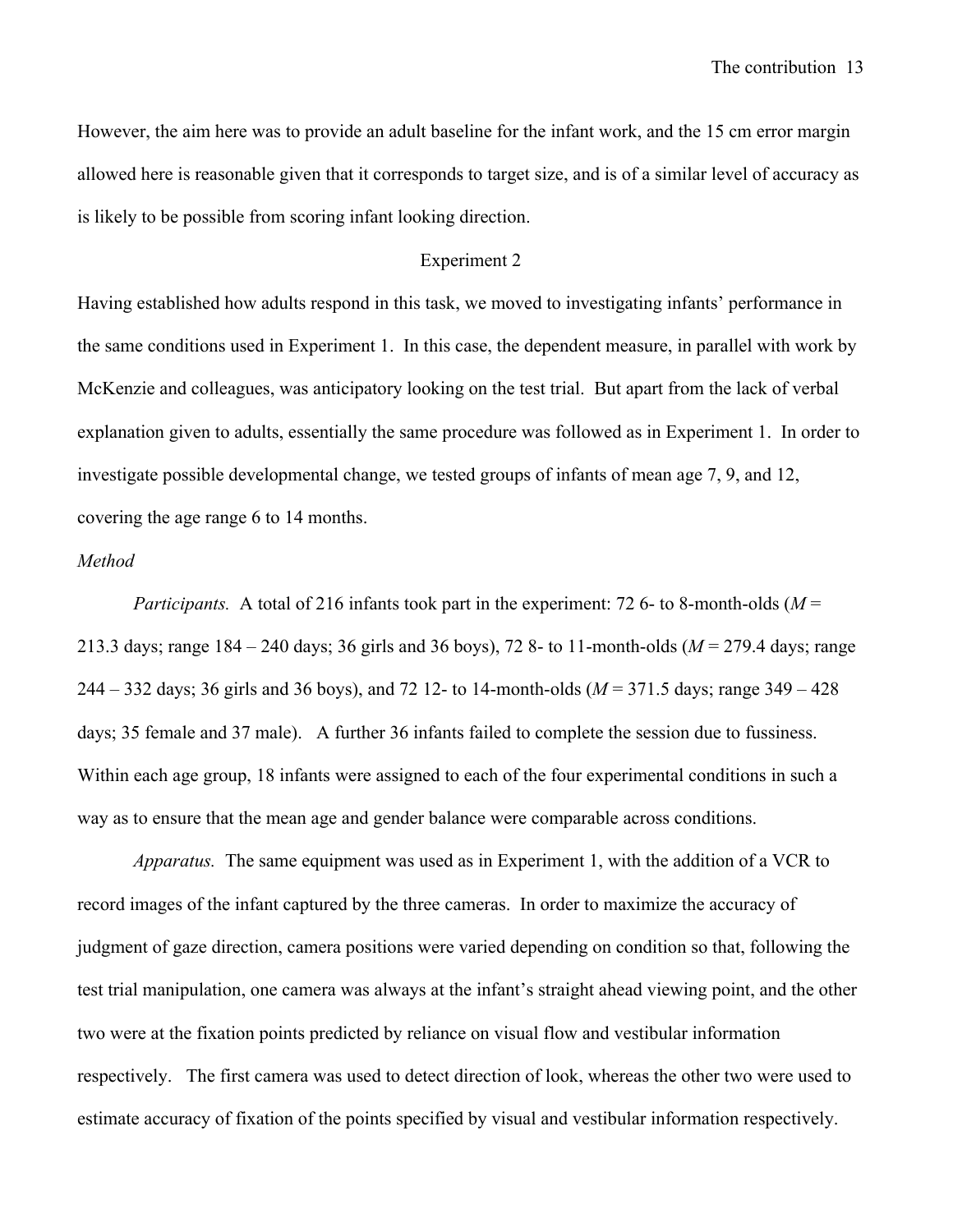However, the aim here was to provide an adult baseline for the infant work, and the 15 cm error margin allowed here is reasonable given that it corresponds to target size, and is of a similar level of accuracy as is likely to be possible from scoring infant looking direction.

## Experiment 2

Having established how adults respond in this task, we moved to investigating infants' performance in the same conditions used in Experiment 1. In this case, the dependent measure, in parallel with work by McKenzie and colleagues, was anticipatory looking on the test trial. But apart from the lack of verbal explanation given to adults, essentially the same procedure was followed as in Experiment 1. In order to investigate possible developmental change, we tested groups of infants of mean age 7, 9, and 12, covering the age range 6 to 14 months.

### *Method*

*Participants.* A total of 216 infants took part in the experiment: 72 6- to 8-month-olds (*M* = 213.3 days; range 184 – 240 days; 36 girls and 36 boys), 72 8- to 11-month-olds (*M* = 279.4 days; range 244 – 332 days; 36 girls and 36 boys), and 72 12- to 14-month-olds (*M* = 371.5 days; range 349 – 428 days; 35 female and 37 male). A further 36 infants failed to complete the session due to fussiness. Within each age group, 18 infants were assigned to each of the four experimental conditions in such a way as to ensure that the mean age and gender balance were comparable across conditions.

*Apparatus.* The same equipment was used as in Experiment 1, with the addition of a VCR to record images of the infant captured by the three cameras. In order to maximize the accuracy of judgment of gaze direction, camera positions were varied depending on condition so that, following the test trial manipulation, one camera was always at the infant's straight ahead viewing point, and the other two were at the fixation points predicted by reliance on visual flow and vestibular information respectively. The first camera was used to detect direction of look, whereas the other two were used to estimate accuracy of fixation of the points specified by visual and vestibular information respectively.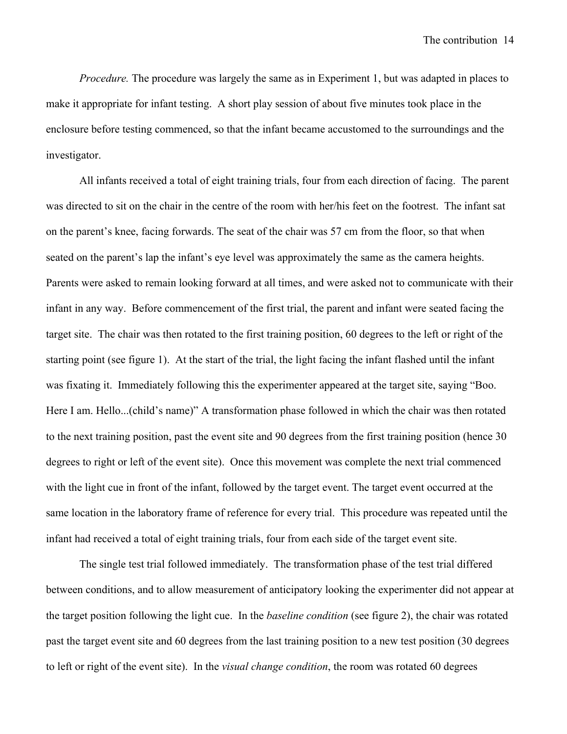*Procedure.* The procedure was largely the same as in Experiment 1, but was adapted in places to make it appropriate for infant testing. A short play session of about five minutes took place in the enclosure before testing commenced, so that the infant became accustomed to the surroundings and the investigator.

All infants received a total of eight training trials, four from each direction of facing. The parent was directed to sit on the chair in the centre of the room with her/his feet on the footrest. The infant sat on the parent's knee, facing forwards. The seat of the chair was 57 cm from the floor, so that when seated on the parent's lap the infant's eye level was approximately the same as the camera heights. Parents were asked to remain looking forward at all times, and were asked not to communicate with their infant in any way. Before commencement of the first trial, the parent and infant were seated facing the target site. The chair was then rotated to the first training position, 60 degrees to the left or right of the starting point (see figure 1). At the start of the trial, the light facing the infant flashed until the infant was fixating it. Immediately following this the experimenter appeared at the target site, saying "Boo. Here I am. Hello...(child's name)" A transformation phase followed in which the chair was then rotated to the next training position, past the event site and 90 degrees from the first training position (hence 30 degrees to right or left of the event site). Once this movement was complete the next trial commenced with the light cue in front of the infant, followed by the target event. The target event occurred at the same location in the laboratory frame of reference for every trial. This procedure was repeated until the infant had received a total of eight training trials, four from each side of the target event site.

The single test trial followed immediately. The transformation phase of the test trial differed between conditions, and to allow measurement of anticipatory looking the experimenter did not appear at the target position following the light cue. In the *baseline condition* (see figure 2), the chair was rotated past the target event site and 60 degrees from the last training position to a new test position (30 degrees to left or right of the event site). In the *visual change condition*, the room was rotated 60 degrees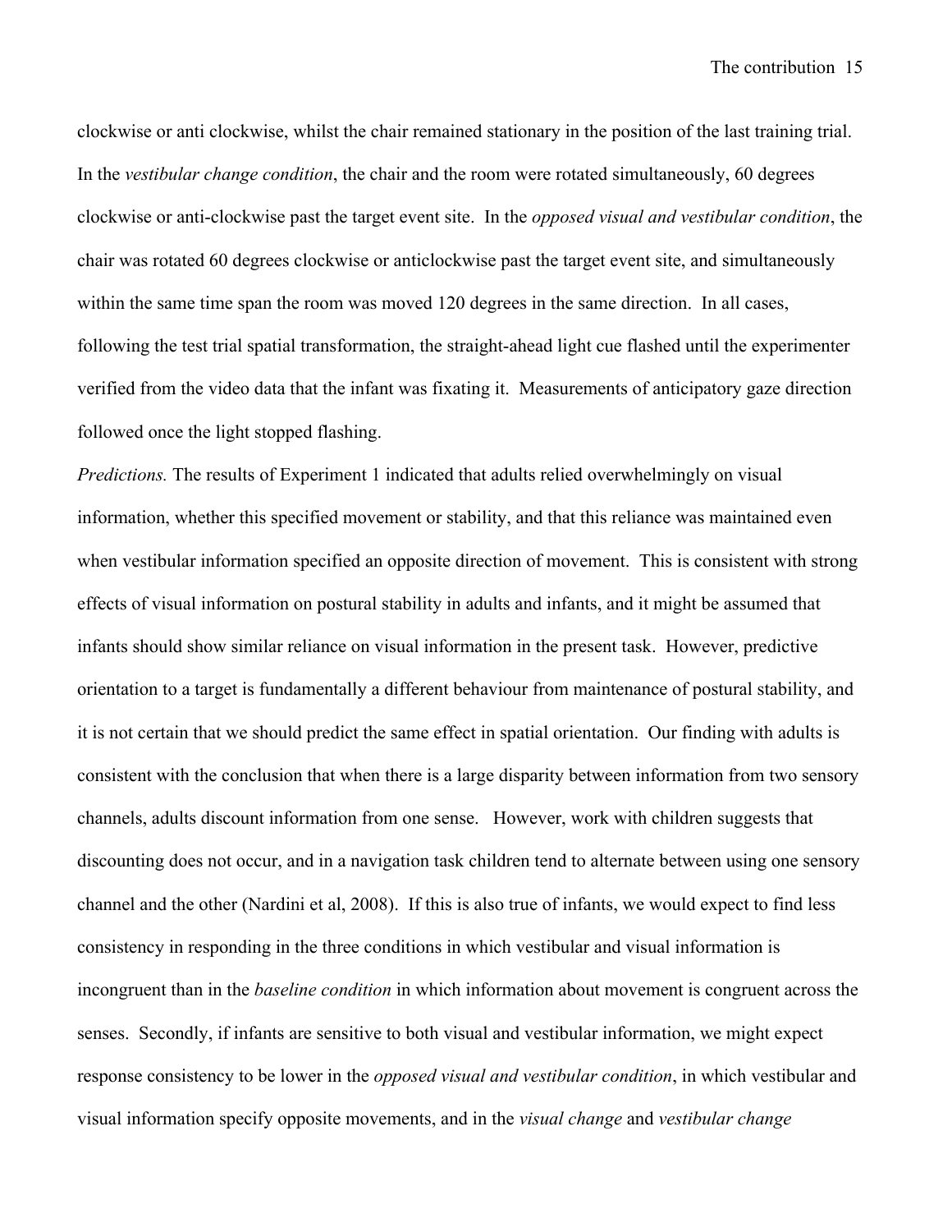clockwise or anti clockwise, whilst the chair remained stationary in the position of the last training trial. In the *vestibular change condition*, the chair and the room were rotated simultaneously, 60 degrees clockwise or anti-clockwise past the target event site. In the *opposed visual and vestibular condition*, the chair was rotated 60 degrees clockwise or anticlockwise past the target event site, and simultaneously within the same time span the room was moved 120 degrees in the same direction. In all cases, following the test trial spatial transformation, the straight-ahead light cue flashed until the experimenter verified from the video data that the infant was fixating it. Measurements of anticipatory gaze direction followed once the light stopped flashing.

*Predictions.* The results of Experiment 1 indicated that adults relied overwhelmingly on visual information, whether this specified movement or stability, and that this reliance was maintained even when vestibular information specified an opposite direction of movement. This is consistent with strong effects of visual information on postural stability in adults and infants, and it might be assumed that infants should show similar reliance on visual information in the present task. However, predictive orientation to a target is fundamentally a different behaviour from maintenance of postural stability, and it is not certain that we should predict the same effect in spatial orientation. Our finding with adults is consistent with the conclusion that when there is a large disparity between information from two sensory channels, adults discount information from one sense. However, work with children suggests that discounting does not occur, and in a navigation task children tend to alternate between using one sensory channel and the other (Nardini et al, 2008). If this is also true of infants, we would expect to find less consistency in responding in the three conditions in which vestibular and visual information is incongruent than in the *baseline condition* in which information about movement is congruent across the senses. Secondly, if infants are sensitive to both visual and vestibular information, we might expect response consistency to be lower in the *opposed visual and vestibular condition*, in which vestibular and visual information specify opposite movements, and in the *visual change* and *vestibular change*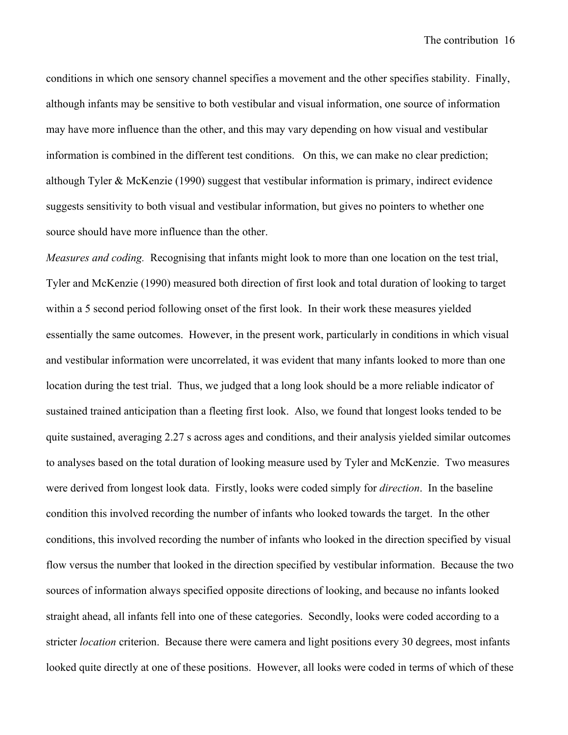conditions in which one sensory channel specifies a movement and the other specifies stability. Finally, although infants may be sensitive to both vestibular and visual information, one source of information may have more influence than the other, and this may vary depending on how visual and vestibular information is combined in the different test conditions. On this, we can make no clear prediction; although Tyler & McKenzie (1990) suggest that vestibular information is primary, indirect evidence suggests sensitivity to both visual and vestibular information, but gives no pointers to whether one source should have more influence than the other.

*Measures and coding.* Recognising that infants might look to more than one location on the test trial, Tyler and McKenzie (1990) measured both direction of first look and total duration of looking to target within a 5 second period following onset of the first look. In their work these measures yielded essentially the same outcomes. However, in the present work, particularly in conditions in which visual and vestibular information were uncorrelated, it was evident that many infants looked to more than one location during the test trial. Thus, we judged that a long look should be a more reliable indicator of sustained trained anticipation than a fleeting first look. Also, we found that longest looks tended to be quite sustained, averaging 2.27 s across ages and conditions, and their analysis yielded similar outcomes to analyses based on the total duration of looking measure used by Tyler and McKenzie. Two measures were derived from longest look data. Firstly, looks were coded simply for *direction*. In the baseline condition this involved recording the number of infants who looked towards the target. In the other conditions, this involved recording the number of infants who looked in the direction specified by visual flow versus the number that looked in the direction specified by vestibular information. Because the two sources of information always specified opposite directions of looking, and because no infants looked straight ahead, all infants fell into one of these categories. Secondly, looks were coded according to a stricter *location* criterion. Because there were camera and light positions every 30 degrees, most infants looked quite directly at one of these positions. However, all looks were coded in terms of which of these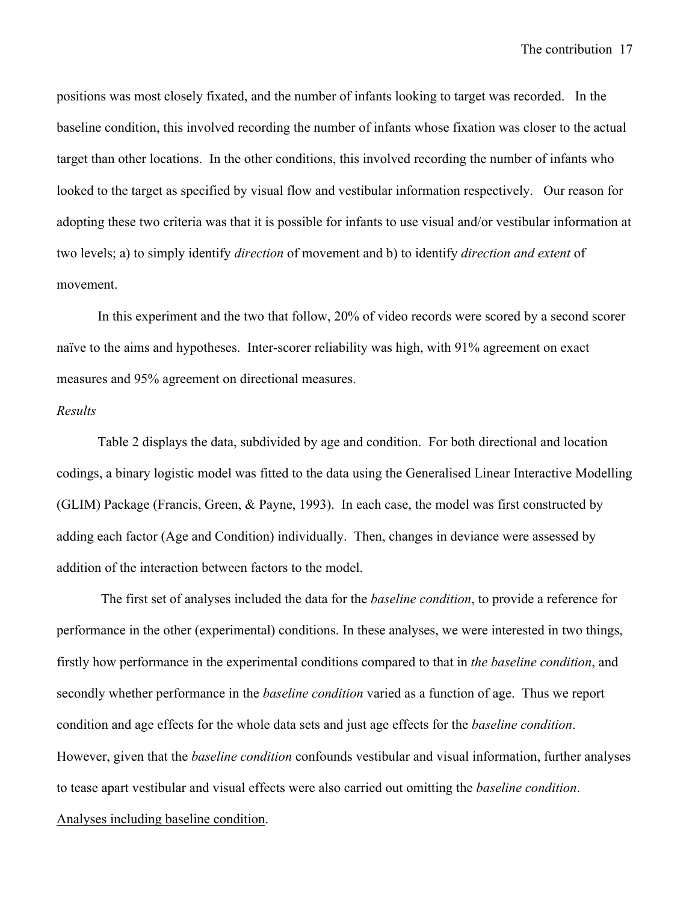positions was most closely fixated, and the number of infants looking to target was recorded. In the baseline condition, this involved recording the number of infants whose fixation was closer to the actual target than other locations. In the other conditions, this involved recording the number of infants who looked to the target as specified by visual flow and vestibular information respectively. Our reason for adopting these two criteria was that it is possible for infants to use visual and/or vestibular information at two levels; a) to simply identify *direction* of movement and b) to identify *direction and extent* of movement.

In this experiment and the two that follow, 20% of video records were scored by a second scorer naïve to the aims and hypotheses. Inter-scorer reliability was high, with 91% agreement on exact measures and 95% agreement on directional measures.

*Results*

Table 2 displays the data, subdivided by age and condition. For both directional and location codings, a binary logistic model was fitted to the data using the Generalised Linear Interactive Modelling (GLIM) Package (Francis, Green, & Payne, 1993). In each case, the model was first constructed by adding each factor (Age and Condition) individually. Then, changes in deviance were assessed by addition of the interaction between factors to the model.

The first set of analyses included the data for the *baseline condition*, to provide a reference for performance in the other (experimental) conditions. In these analyses, we were interested in two things, firstly how performance in the experimental conditions compared to that in *the baseline condition*, and secondly whether performance in the *baseline condition* varied as a function of age. Thus we report condition and age effects for the whole data sets and just age effects for the *baseline condition*. However, given that the *baseline condition* confounds vestibular and visual information, further analyses to tease apart vestibular and visual effects were also carried out omitting the *baseline condition*.

<u>Analyses including baseline condition</u>.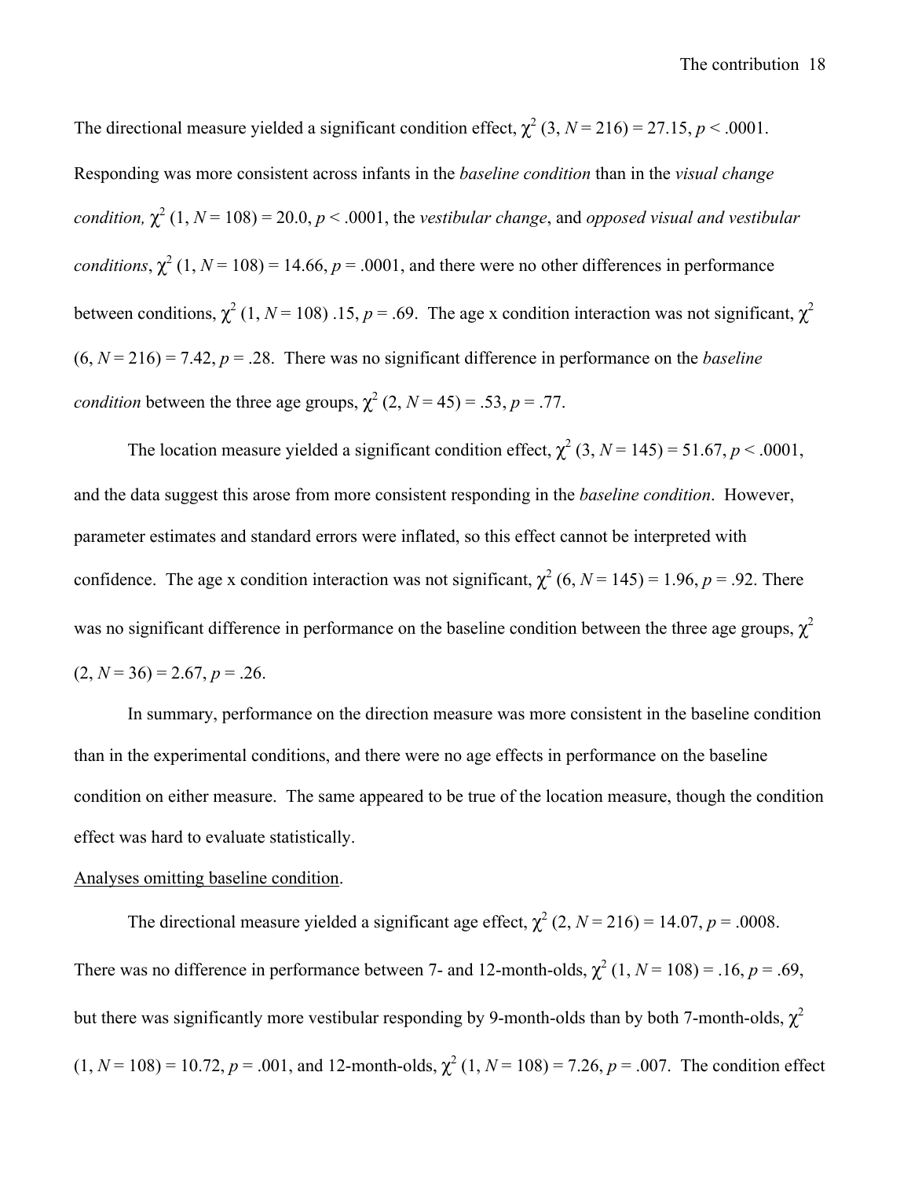The directional measure yielded a significant condition effect, $\chi^2$ (3, $N$ = 216) = 27.15, $p$ < .0001. Responding was more consistent across infants in the *baseline condition* than in the *visual change condition,* $\chi^2$ (1, $N$ = 108) = 20.0, $p$ < .0001, the *vestibular change*, and *opposed visual and vestibular conditions*, $\chi^2$ (1, $N$ = 108) = 14.66, $p$ = .0001, and there were no other differences in performance between conditions, $\chi^2$ (1, $N$ = 108) .15, $p$ = .69. The age x condition interaction was not significant, $\chi^2$ (6, $N$ = 216) = 7.42, $p$ = .28. There was no significant difference in performance on the *baseline condition* between the three age groups, $\chi^2$ (2, $N$ = 45) = .53, $p$ = .77.

The location measure yielded a significant condition effect, $\chi^2$ (3, $N$ = 145) = 51.67, $p$ < .0001, and the data suggest this arose from more consistent responding in the *baseline condition*. However, parameter estimates and standard errors were inflated, so this effect cannot be interpreted with confidence. The age x condition interaction was not significant, $\chi^2$ (6, $N$ = 145) = 1.96, $p$ = .92. There was no significant difference in performance on the baseline condition between the three age groups, $\chi^2$ (2, $N$ = 36) = 2.67, $p$ = .26.

In summary, performance on the direction measure was more consistent in the baseline condition than in the experimental conditions, and there were no age effects in performance on the baseline condition on either measure. The same appeared to be true of the location measure, though the condition effect was hard to evaluate statistically.

Analyses omitting baseline condition.

The directional measure yielded a significant age effect, $\chi^2$ (2, $N$ = 216) = 14.07, $p$ = .0008. There was no difference in performance between 7- and 12-month-olds, $\chi^2$ (1, $N$ = 108) = .16, $p$ = .69, but there was significantly more vestibular responding by 9-month-olds than by both 7-month-olds, $\chi^2$ (1, $N$ = 108) = 10.72, $p$ = .001, and 12-month-olds, $\chi^2$ (1, $N$ = 108) = 7.26, $p$ = .007. The condition effect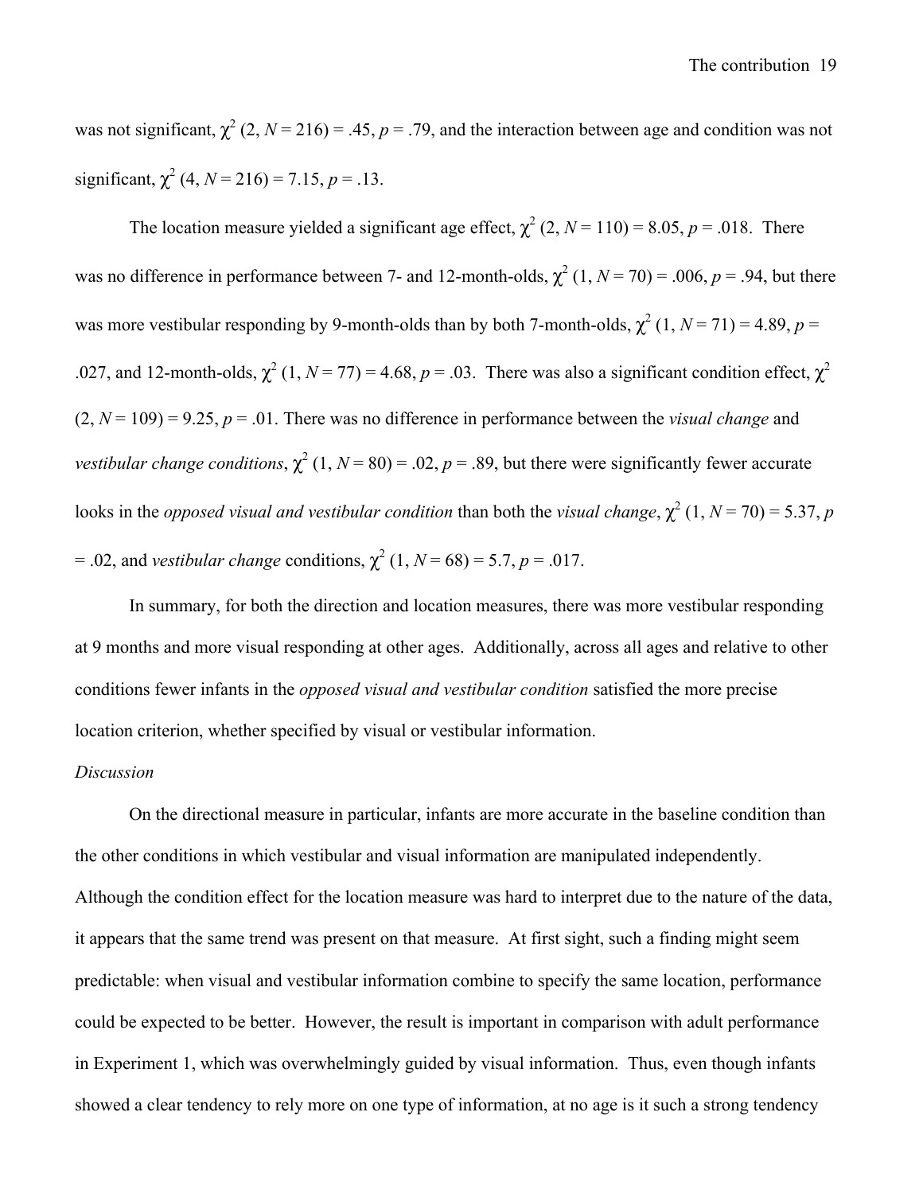was not significant, $\chi^2$ (2, $N$ = 216) = .45, $p$ = .79, and the interaction between age and condition was not significant, $\chi^2$ (4, $N$ = 216) = 7.15, $p$ = .13.

The location measure yielded a significant age effect, $\chi^2$ (2, $N$ = 110) = 8.05, $p$ = .018. There was no difference in performance between 7- and 12-month-olds, $\chi^2$ (1, $N$ = 70) = .006, $p$ = .94, but there was more vestibular responding by 9-month-olds than by both 7-month-olds, $\chi^2$ (1, $N$ = 71) = 4.89, $p$ = .027, and 12-month-olds, $\chi^2$ (1, $N$ = 77) = 4.68, $p$ = .03. There was also a significant condition effect, $\chi^2$ (2, $N$ = 109) = 9.25, $p$ = .01. There was no difference in performance between the *visual change* and *vestibular change conditions*, $\chi^2$ (1, $N$ = 80) = .02, $p$ = .89, but there were significantly fewer accurate looks in the *opposed visual and vestibular condition* than both the *visual change*, $\chi^2$ (1, $N$ = 70) = 5.37, $p$ = .02, and *vestibular change* conditions, $\chi^2$ (1, $N$ = 68) = 5.7, $p$ = .017.

In summary, for both the direction and location measures, there was more vestibular responding at 9 months and more visual responding at other ages. Additionally, across all ages and relative to other conditions fewer infants in the *opposed visual and vestibular condition* satisfied the more precise location criterion, whether specified by visual or vestibular information.

*Discussion*

On the directional measure in particular, infants are more accurate in the baseline condition than the other conditions in which vestibular and visual information are manipulated independently. Although the condition effect for the location measure was hard to interpret due to the nature of the data, it appears that the same trend was present on that measure. At first sight, such a finding might seem predictable: when visual and vestibular information combine to specify the same location, performance could be expected to be better. However, the result is important in comparison with adult performance in Experiment 1, which was overwhelmingly guided by visual information. Thus, even though infants showed a clear tendency to rely more on one type of information, at no age is it such a strong tendency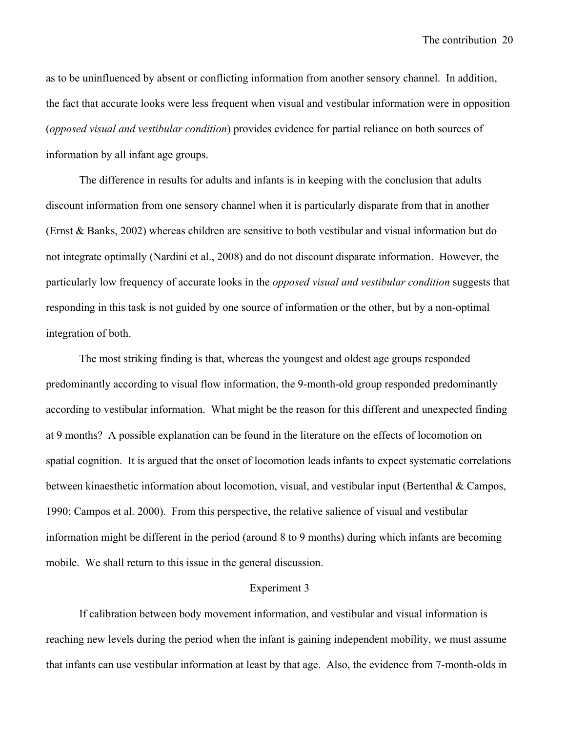as to be uninfluenced by absent or conflicting information from another sensory channel. In addition, the fact that accurate looks were less frequent when visual and vestibular information were in opposition (*opposed visual and vestibular condition*) provides evidence for partial reliance on both sources of information by all infant age groups.

The difference in results for adults and infants is in keeping with the conclusion that adults discount information from one sensory channel when it is particularly disparate from that in another (Ernst & Banks, 2002) whereas children are sensitive to both vestibular and visual information but do not integrate optimally (Nardini et al., 2008) and do not discount disparate information. However, the particularly low frequency of accurate looks in the *opposed visual and vestibular condition* suggests that responding in this task is not guided by one source of information or the other, but by a non-optimal integration of both.

The most striking finding is that, whereas the youngest and oldest age groups responded predominantly according to visual flow information, the 9-month-old group responded predominantly according to vestibular information. What might be the reason for this different and unexpected finding at 9 months? A possible explanation can be found in the literature on the effects of locomotion on spatial cognition. It is argued that the onset of locomotion leads infants to expect systematic correlations between kinaesthetic information about locomotion, visual, and vestibular input (Bertenthal & Campos, 1990; Campos et al. 2000). From this perspective, the relative salience of visual and vestibular information might be different in the period (around 8 to 9 months) during which infants are becoming mobile. We shall return to this issue in the general discussion.

## Experiment 3

If calibration between body movement information, and vestibular and visual information is reaching new levels during the period when the infant is gaining independent mobility, we must assume that infants can use vestibular information at least by that age. Also, the evidence from 7-month-olds in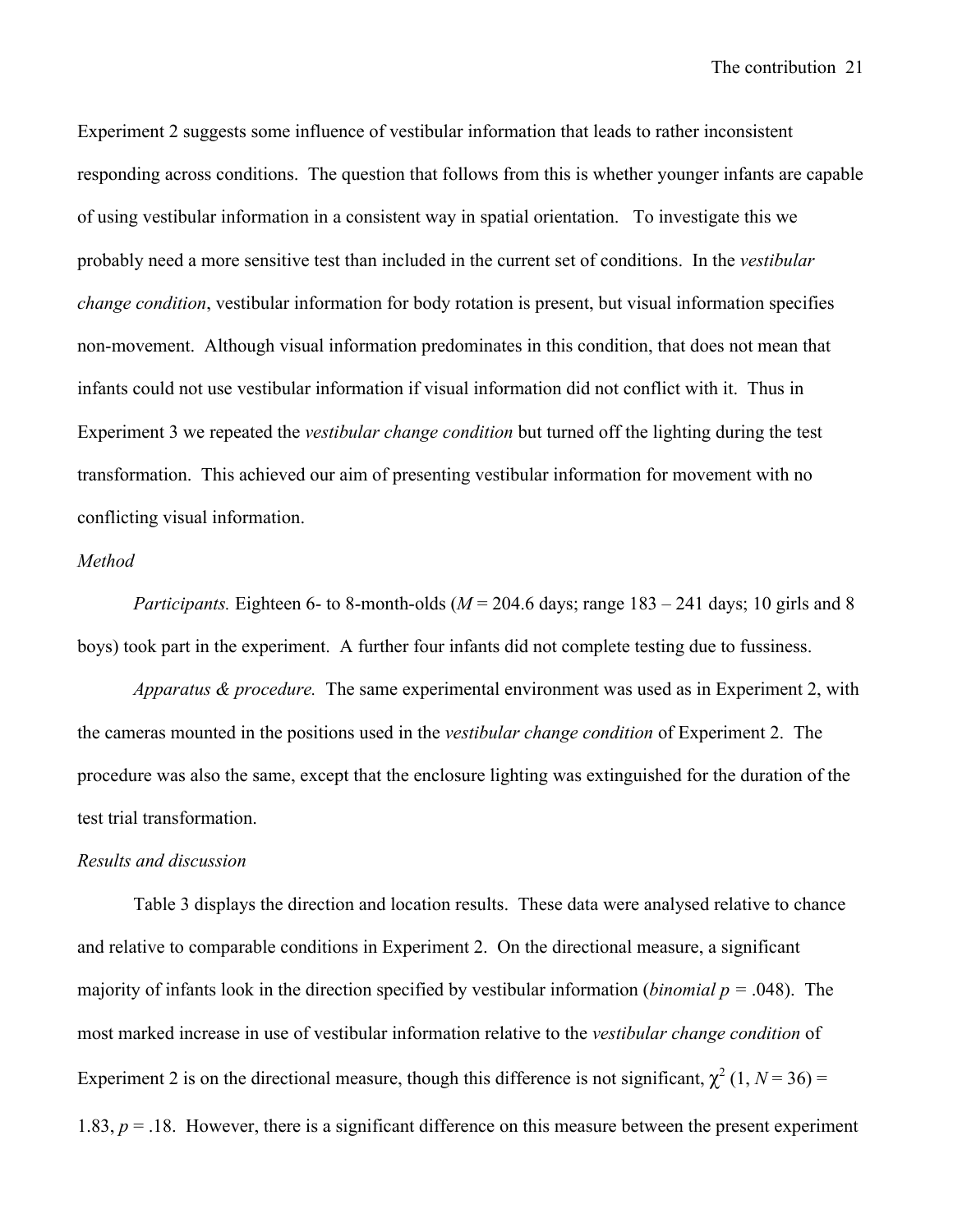Experiment 2 suggests some influence of vestibular information that leads to rather inconsistent responding across conditions. The question that follows from this is whether younger infants are capable of using vestibular information in a consistent way in spatial orientation. To investigate this we probably need a more sensitive test than included in the current set of conditions. In the *vestibular change condition*, vestibular information for body rotation is present, but visual information specifies non-movement. Although visual information predominates in this condition, that does not mean that infants could not use vestibular information if visual information did not conflict with it. Thus in Experiment 3 we repeated the *vestibular change condition* but turned off the lighting during the test transformation. This achieved our aim of presenting vestibular information for movement with no conflicting visual information.

*Method*

*Participants.* Eighteen 6- to 8-month-olds ($M$ = 204.6 days; range 183 – 241 days; 10 girls and 8 boys) took part in the experiment. A further four infants did not complete testing due to fussiness.

*Apparatus & procedure.* The same experimental environment was used as in Experiment 2, with the cameras mounted in the positions used in the *vestibular change condition* of Experiment 2. The procedure was also the same, except that the enclosure lighting was extinguished for the duration of the test trial transformation.

*Results and discussion*

Table 3 displays the direction and location results. These data were analysed relative to chance and relative to comparable conditions in Experiment 2. On the directional measure, a significant majority of infants look in the direction specified by vestibular information (*binomial* $p$ = .048). The most marked increase in use of vestibular information relative to the *vestibular change condition* of Experiment 2 is on the directional measure, though this difference is not significant, $\chi^2$ (1, $N$ = 36) = 1.83, $p$ = .18. However, there is a significant difference on this measure between the present experiment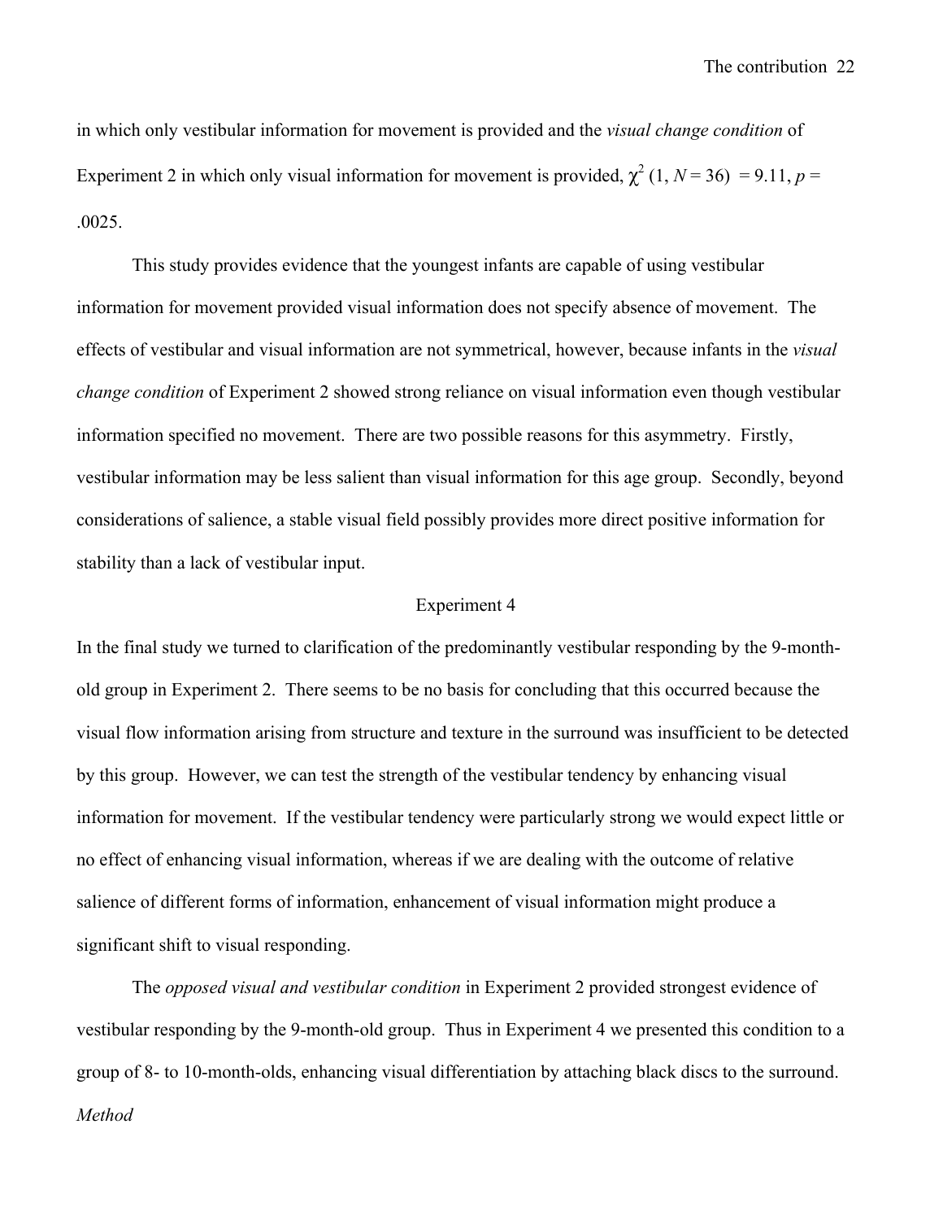in which only vestibular information for movement is provided and the *visual change condition* of Experiment 2 in which only visual information for movement is provided, $\chi^2$ (1, $N$ = 36) = 9.11, $p$ = .0025.

This study provides evidence that the youngest infants are capable of using vestibular information for movement provided visual information does not specify absence of movement. The effects of vestibular and visual information are not symmetrical, however, because infants in the *visual change condition* of Experiment 2 showed strong reliance on visual information even though vestibular information specified no movement. There are two possible reasons for this asymmetry. Firstly, vestibular information may be less salient than visual information for this age group. Secondly, beyond considerations of salience, a stable visual field possibly provides more direct positive information for stability than a lack of vestibular input.

## Experiment 4

In the final study we turned to clarification of the predominantly vestibular responding by the 9-month-old group in Experiment 2. There seems to be no basis for concluding that this occurred because the visual flow information arising from structure and texture in the surround was insufficient to be detected by this group. However, we can test the strength of the vestibular tendency by enhancing visual information for movement. If the vestibular tendency were particularly strong we would expect little or no effect of enhancing visual information, whereas if we are dealing with the outcome of relative salience of different forms of information, enhancement of visual information might produce a significant shift to visual responding.

The *opposed visual and vestibular condition* in Experiment 2 provided strongest evidence of vestibular responding by the 9-month-old group. Thus in Experiment 4 we presented this condition to a group of 8- to 10-month-olds, enhancing visual differentiation by attaching black discs to the surround.

### *Method*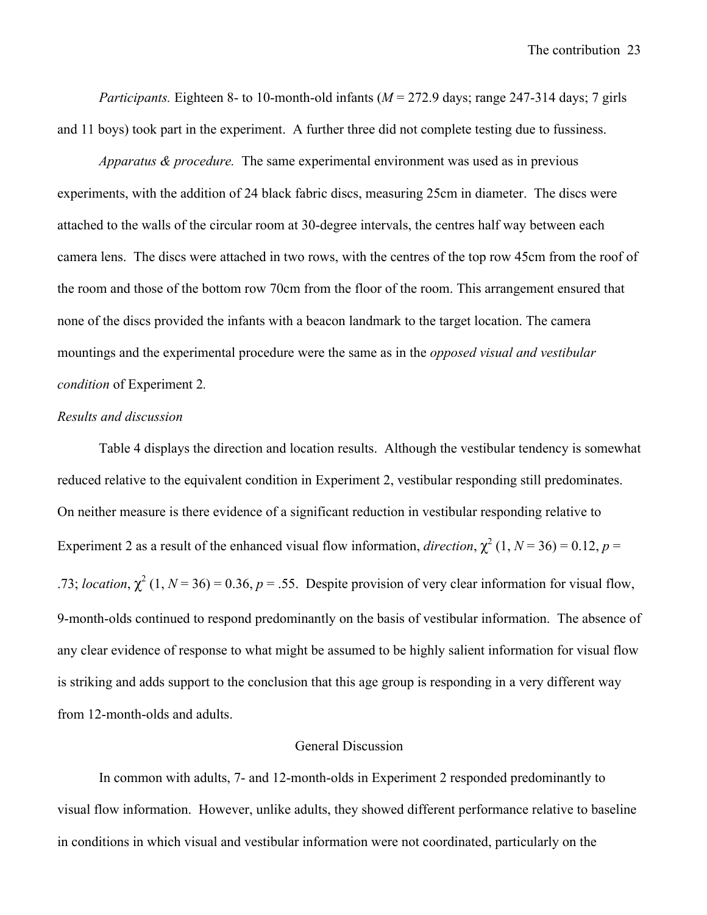*Participants.* Eighteen 8- to 10-month-old infants ($M$ = 272.9 days; range 247-314 days; 7 girls and 11 boys) took part in the experiment. A further three did not complete testing due to fussiness.

*Apparatus & procedure.* The same experimental environment was used as in previous experiments, with the addition of 24 black fabric discs, measuring 25cm in diameter. The discs were attached to the walls of the circular room at 30-degree intervals, the centres half way between each camera lens. The discs were attached in two rows, with the centres of the top row 45cm from the roof of the room and those of the bottom row 70cm from the floor of the room. This arrangement ensured that none of the discs provided the infants with a beacon landmark to the target location. The camera mountings and the experimental procedure were the same as in the *opposed visual and vestibular condition* of Experiment 2.

*Results and discussion*

Table 4 displays the direction and location results. Although the vestibular tendency is somewhat reduced relative to the equivalent condition in Experiment 2, vestibular responding still predominates. On neither measure is there evidence of a significant reduction in vestibular responding relative to Experiment 2 as a result of the enhanced visual flow information, *direction*, $\chi^2$ (1, $N$ = 36) = 0.12, $p$ = .73; *location*, $\chi^2$ (1, $N$ = 36) = 0.36, $p$ = .55. Despite provision of very clear information for visual flow, 9-month-olds continued to respond predominantly on the basis of vestibular information. The absence of any clear evidence of response to what might be assumed to be highly salient information for visual flow is striking and adds support to the conclusion that this age group is responding in a very different way from 12-month-olds and adults.

## General Discussion

In common with adults, 7- and 12-month-olds in Experiment 2 responded predominantly to visual flow information. However, unlike adults, they showed different performance relative to baseline in conditions in which visual and vestibular information were not coordinated, particularly on the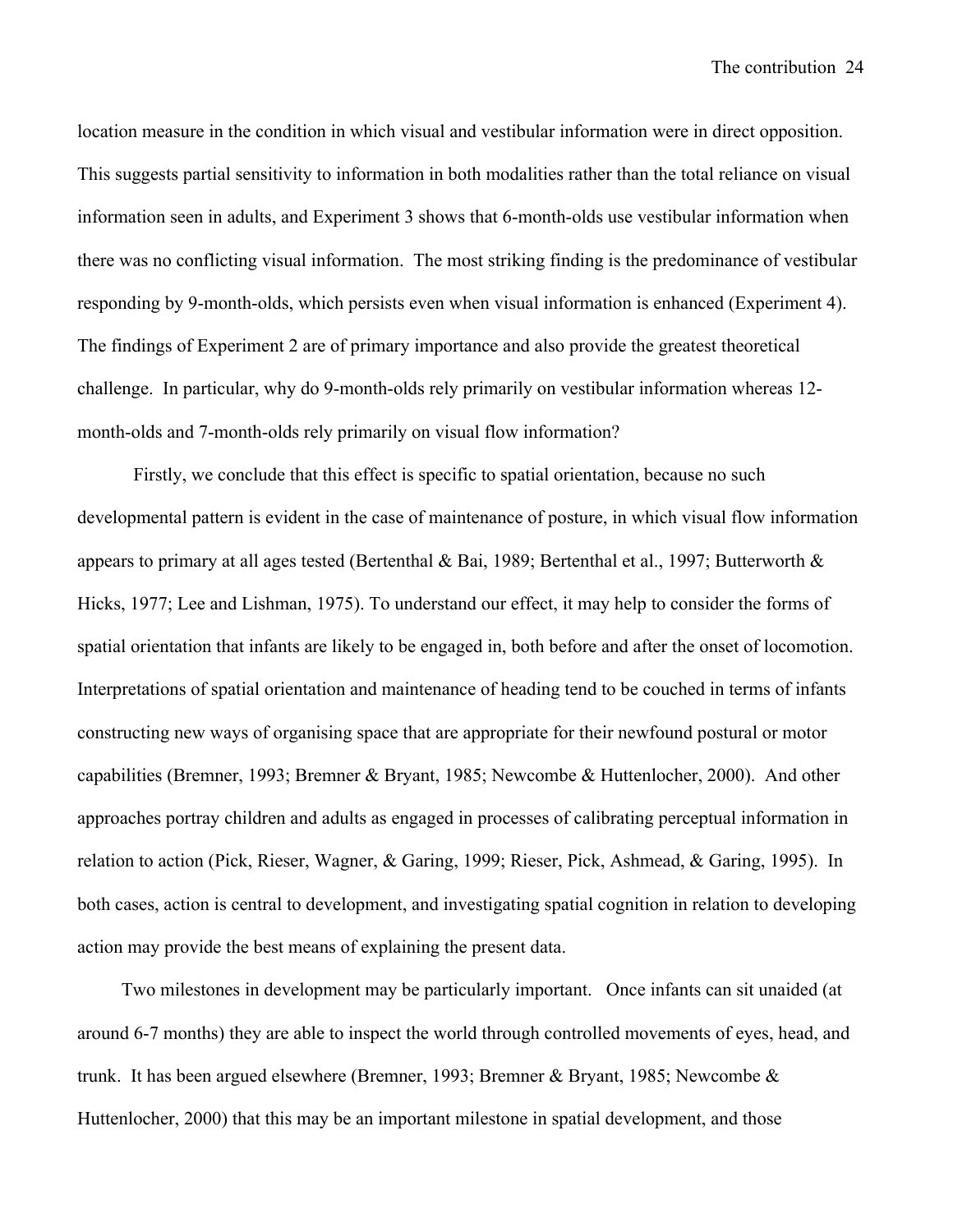location measure in the condition in which visual and vestibular information were in direct opposition. This suggests partial sensitivity to information in both modalities rather than the total reliance on visual information seen in adults, and Experiment 3 shows that 6-month-olds use vestibular information when there was no conflicting visual information. The most striking finding is the predominance of vestibular responding by 9-month-olds, which persists even when visual information is enhanced (Experiment 4). The findings of Experiment 2 are of primary importance and also provide the greatest theoretical challenge. In particular, why do 9-month-olds rely primarily on vestibular information whereas 12-month-olds and 7-month-olds rely primarily on visual flow information?

Firstly, we conclude that this effect is specific to spatial orientation, because no such developmental pattern is evident in the case of maintenance of posture, in which visual flow information appears to primary at all ages tested (Bertenthal & Bai, 1989; Bertenthal et al., 1997; Butterworth & Hicks, 1977; Lee and Lishman, 1975). To understand our effect, it may help to consider the forms of spatial orientation that infants are likely to be engaged in, both before and after the onset of locomotion. Interpretations of spatial orientation and maintenance of heading tend to be couched in terms of infants constructing new ways of organising space that are appropriate for their newfound postural or motor capabilities (Bremner, 1993; Bremner & Bryant, 1985; Newcombe & Huttenlocher, 2000). And other approaches portray children and adults as engaged in processes of calibrating perceptual information in relation to action (Pick, Rieser, Wagner, & Garing, 1999; Rieser, Pick, Ashmead, & Garing, 1995). In both cases, action is central to development, and investigating spatial cognition in relation to developing action may provide the best means of explaining the present data.

Two milestones in development may be particularly important. Once infants can sit unaided (at around 6-7 months) they are able to inspect the world through controlled movements of eyes, head, and trunk. It has been argued elsewhere (Bremner, 1993; Bremner & Bryant, 1985; Newcombe & Huttenlocher, 2000) that this may be an important milestone in spatial development, and those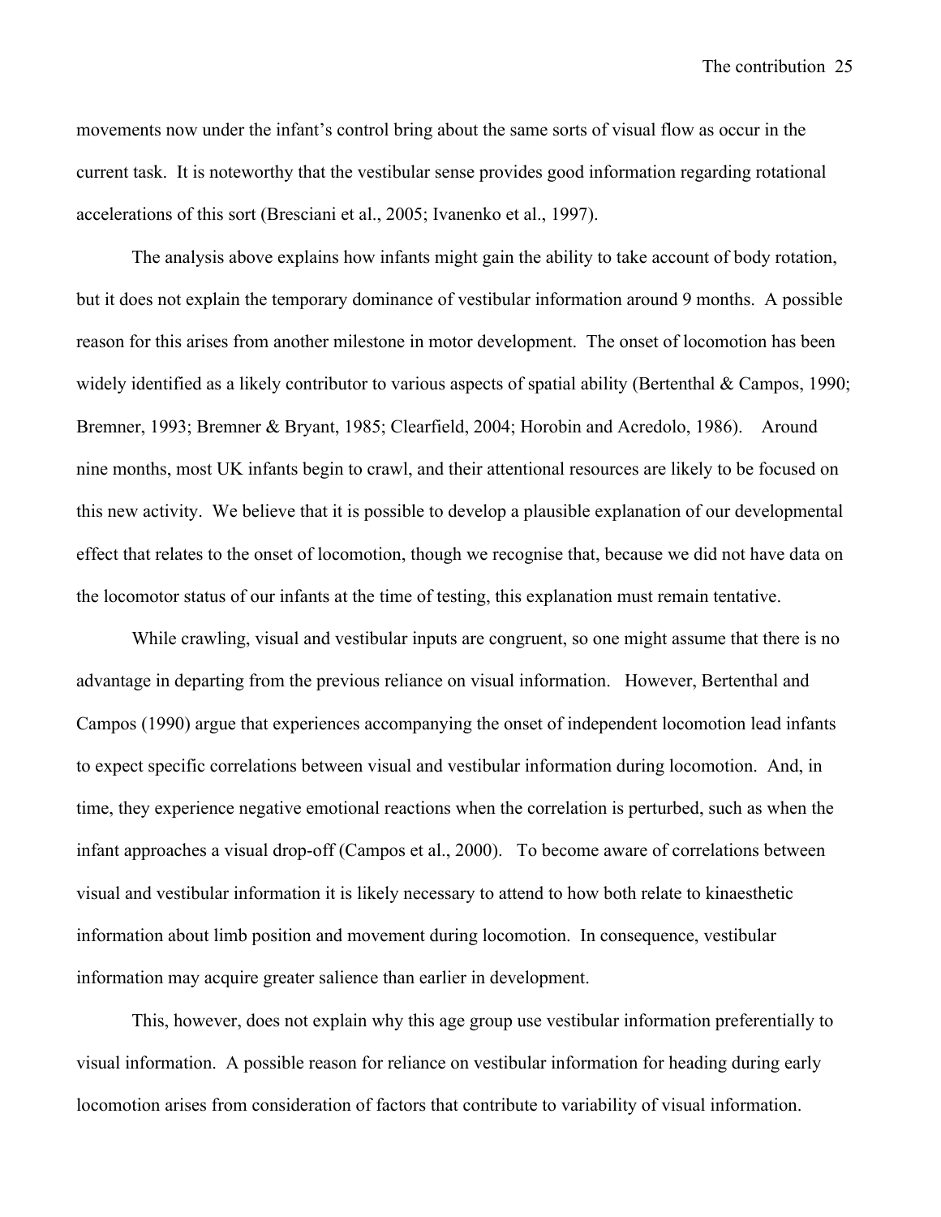movements now under the infant's control bring about the same sorts of visual flow as occur in the current task. It is noteworthy that the vestibular sense provides good information regarding rotational accelerations of this sort (Bresciani et al., 2005; Ivanenko et al., 1997).

The analysis above explains how infants might gain the ability to take account of body rotation, but it does not explain the temporary dominance of vestibular information around 9 months. A possible reason for this arises from another milestone in motor development. The onset of locomotion has been widely identified as a likely contributor to various aspects of spatial ability (Bertenthal & Campos, 1990; Bremner, 1993; Bremner & Bryant, 1985; Clearfield, 2004; Horobin and Acredolo, 1986). Around nine months, most UK infants begin to crawl, and their attentional resources are likely to be focused on this new activity. We believe that it is possible to develop a plausible explanation of our developmental effect that relates to the onset of locomotion, though we recognise that, because we did not have data on the locomotor status of our infants at the time of testing, this explanation must remain tentative.

While crawling, visual and vestibular inputs are congruent, so one might assume that there is no advantage in departing from the previous reliance on visual information. However, Bertenthal and Campos (1990) argue that experiences accompanying the onset of independent locomotion lead infants to expect specific correlations between visual and vestibular information during locomotion. And, in time, they experience negative emotional reactions when the correlation is perturbed, such as when the infant approaches a visual drop-off (Campos et al., 2000). To become aware of correlations between visual and vestibular information it is likely necessary to attend to how both relate to kinaesthetic information about limb position and movement during locomotion. In consequence, vestibular information may acquire greater salience than earlier in development.

This, however, does not explain why this age group use vestibular information preferentially to visual information. A possible reason for reliance on vestibular information for heading during early locomotion arises from consideration of factors that contribute to variability of visual information.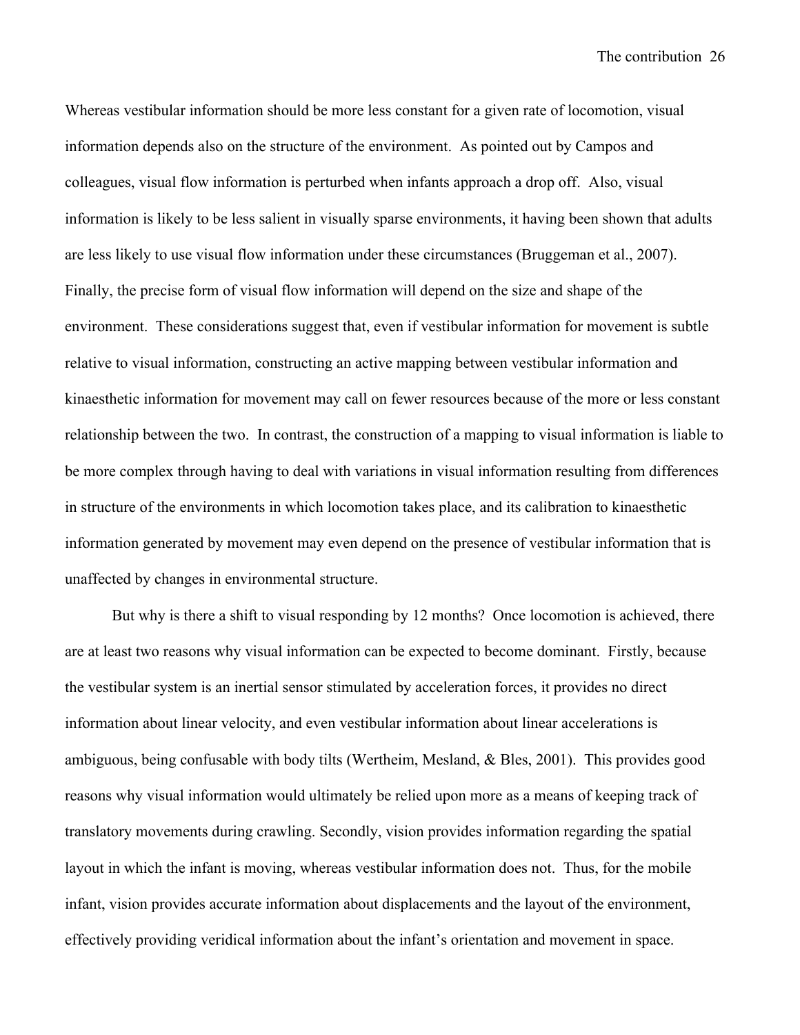Whereas vestibular information should be more less constant for a given rate of locomotion, visual information depends also on the structure of the environment. As pointed out by Campos and colleagues, visual flow information is perturbed when infants approach a drop off. Also, visual information is likely to be less salient in visually sparse environments, it having been shown that adults are less likely to use visual flow information under these circumstances (Bruggeman et al., 2007). Finally, the precise form of visual flow information will depend on the size and shape of the environment. These considerations suggest that, even if vestibular information for movement is subtle relative to visual information, constructing an active mapping between vestibular information and kinaesthetic information for movement may call on fewer resources because of the more or less constant relationship between the two. In contrast, the construction of a mapping to visual information is liable to be more complex through having to deal with variations in visual information resulting from differences in structure of the environments in which locomotion takes place, and its calibration to kinaesthetic information generated by movement may even depend on the presence of vestibular information that is unaffected by changes in environmental structure.

But why is there a shift to visual responding by 12 months? Once locomotion is achieved, there are at least two reasons why visual information can be expected to become dominant. Firstly, because the vestibular system is an inertial sensor stimulated by acceleration forces, it provides no direct information about linear velocity, and even vestibular information about linear accelerations is ambiguous, being confusable with body tilts (Wertheim, Mesland, & Bles, 2001). This provides good reasons why visual information would ultimately be relied upon more as a means of keeping track of translatory movements during crawling. Secondly, vision provides information regarding the spatial layout in which the infant is moving, whereas vestibular information does not. Thus, for the mobile infant, vision provides accurate information about displacements and the layout of the environment, effectively providing veridical information about the infant's orientation and movement in space.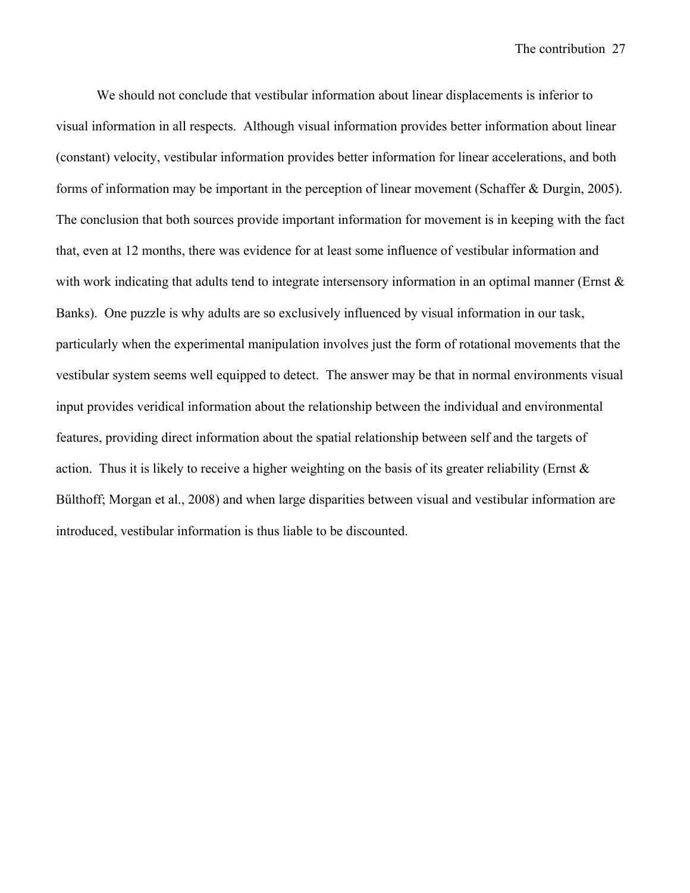We should not conclude that vestibular information about linear displacements is inferior to visual information in all respects. Although visual information provides better information about linear (constant) velocity, vestibular information provides better information for linear accelerations, and both forms of information may be important in the perception of linear movement (Schaffer & Durgin, 2005). The conclusion that both sources provide important information for movement is in keeping with the fact that, even at 12 months, there was evidence for at least some influence of vestibular information and with work indicating that adults tend to integrate intersensory information in an optimal manner (Ernst & Banks). One puzzle is why adults are so exclusively influenced by visual information in our task, particularly when the experimental manipulation involves just the form of rotational movements that the vestibular system seems well equipped to detect. The answer may be that in normal environments visual input provides veridical information about the relationship between the individual and environmental features, providing direct information about the spatial relationship between self and the targets of action. Thus it is likely to receive a higher weighting on the basis of its greater reliability (Ernst & Bűlthoff; Morgan et al., 2008) and when large disparities between visual and vestibular information are introduced, vestibular information is thus liable to be discounted.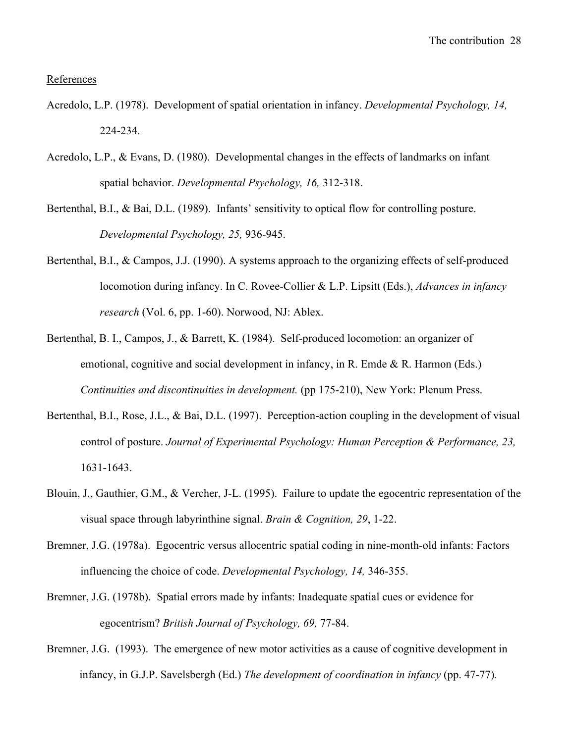References

Acredolo, L.P. (1978). Development of spatial orientation in infancy. *Developmental Psychology, 14,* 224-234.

Acredolo, L.P., & Evans, D. (1980). Developmental changes in the effects of landmarks on infant spatial behavior. *Developmental Psychology, 16,* 312-318.

Bertenthal, B.I., & Bai, D.L. (1989). Infants' sensitivity to optical flow for controlling posture. *Developmental Psychology, 25,* 936-945.

Bertenthal, B.I., & Campos, J.J. (1990). A systems approach to the organizing effects of self-produced locomotion during infancy. In C. Rovee-Collier & L.P. Lipsitt (Eds.), *Advances in infancy research* (Vol. 6, pp. 1-60). Norwood, NJ: Ablex.

Bertenthal, B. I., Campos, J., & Barrett, K. (1984). Self-produced locomotion: an organizer of emotional, cognitive and social development in infancy, in R. Emde & R. Harmon (Eds.) *Continuities and discontinuities in development.* (pp 175-210), New York: Plenum Press.

Bertenthal, B.I., Rose, J.L., & Bai, D.L. (1997). Perception-action coupling in the development of visual control of posture. *Journal of Experimental Psychology: Human Perception & Performance, 23,* 1631-1643.

Blouin, J., Gauthier, G.M., & Vercher, J-L. (1995). Failure to update the egocentric representation of the visual space through labyrinthine signal. *Brain & Cognition, 29*, 1-22.

Bremner, J.G. (1978a). Egocentric versus allocentric spatial coding in nine-month-old infants: Factors influencing the choice of code. *Developmental Psychology, 14,* 346-355.

Bremner, J.G. (1978b). Spatial errors made by infants: Inadequate spatial cues or evidence for egocentrism? *British Journal of Psychology, 69,* 77-84.

Bremner, J.G. (1993). The emergence of new motor activities as a cause of cognitive development in infancy, in G.J.P. Savelsbergh (Ed.) *The development of coordination in infancy* (pp. 47-77).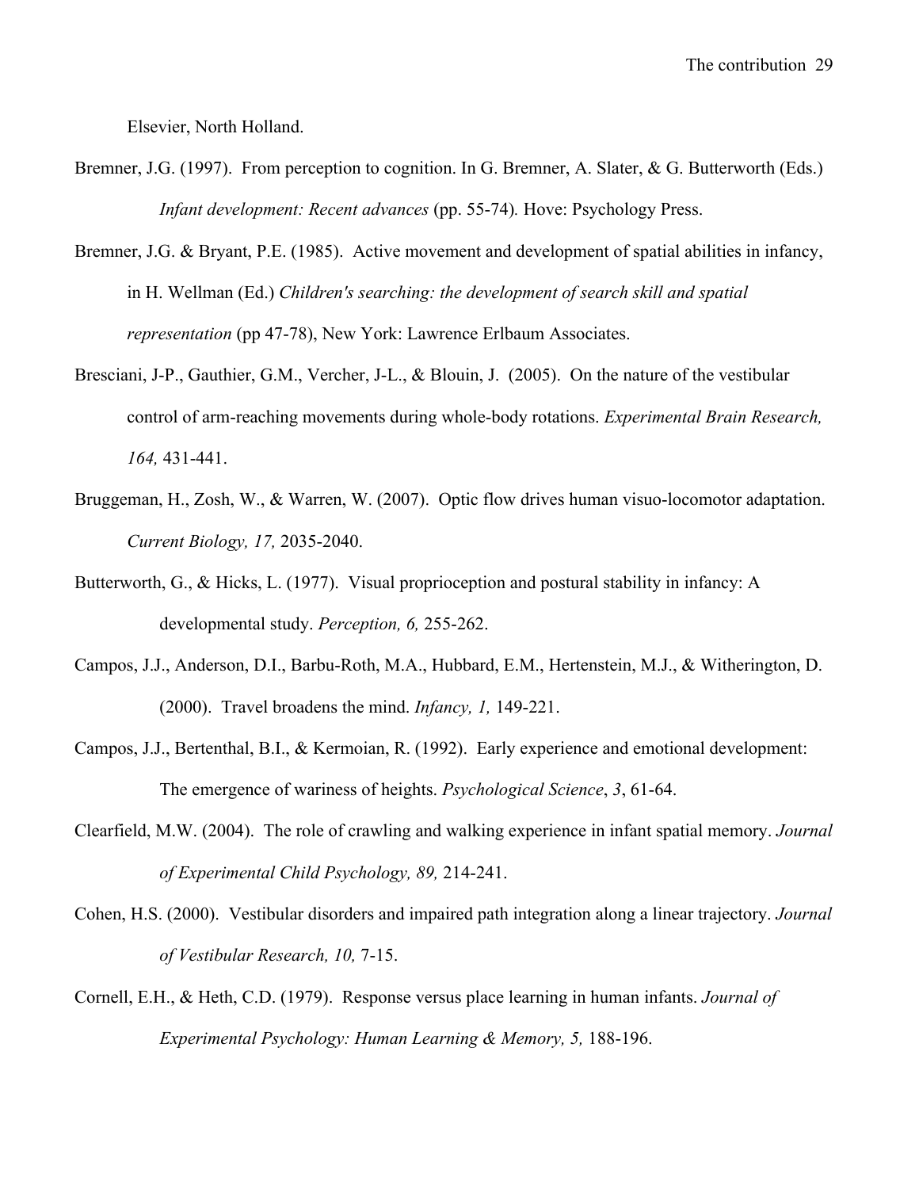Elsevier, North Holland.

Bremner, J.G. (1997). From perception to cognition. In G. Bremner, A. Slater, & G. Butterworth (Eds.) *Infant development: Recent advances* (pp. 55-74). Hove: Psychology Press.

Bremner, J.G. & Bryant, P.E. (1985). Active movement and development of spatial abilities in infancy, in H. Wellman (Ed.) *Children's searching: the development of search skill and spatial representation* (pp 47-78), New York: Lawrence Erlbaum Associates.

Bresciani, J-P., Gauthier, G.M., Vercher, J-L., & Blouin, J. (2005). On the nature of the vestibular control of arm-reaching movements during whole-body rotations. *Experimental Brain Research, 164,* 431-441.

Bruggeman, H., Zosh, W., & Warren, W. (2007). Optic flow drives human visuo-locomotor adaptation. *Current Biology, 17,* 2035-2040.

Butterworth, G., & Hicks, L. (1977). Visual proprioception and postural stability in infancy: A developmental study. *Perception, 6,* 255-262.

Campos, J.J., Anderson, D.I., Barbu-Roth, M.A., Hubbard, E.M., Hertenstein, M.J., & Witherington, D. (2000). Travel broadens the mind. *Infancy, 1,* 149-221.

Campos, J.J., Bertenthal, B.I., & Kermoian, R. (1992). Early experience and emotional development: The emergence of wariness of heights. *Psychological Science*, *3*, 61-64.

Clearfield, M.W. (2004). The role of crawling and walking experience in infant spatial memory. *Journal of Experimental Child Psychology, 89,* 214-241.

Cohen, H.S. (2000). Vestibular disorders and impaired path integration along a linear trajectory. *Journal of Vestibular Research, 10,* 7-15.

Cornell, E.H., & Heth, C.D. (1979). Response versus place learning in human infants. *Journal of Experimental Psychology: Human Learning & Memory, 5,* 188-196.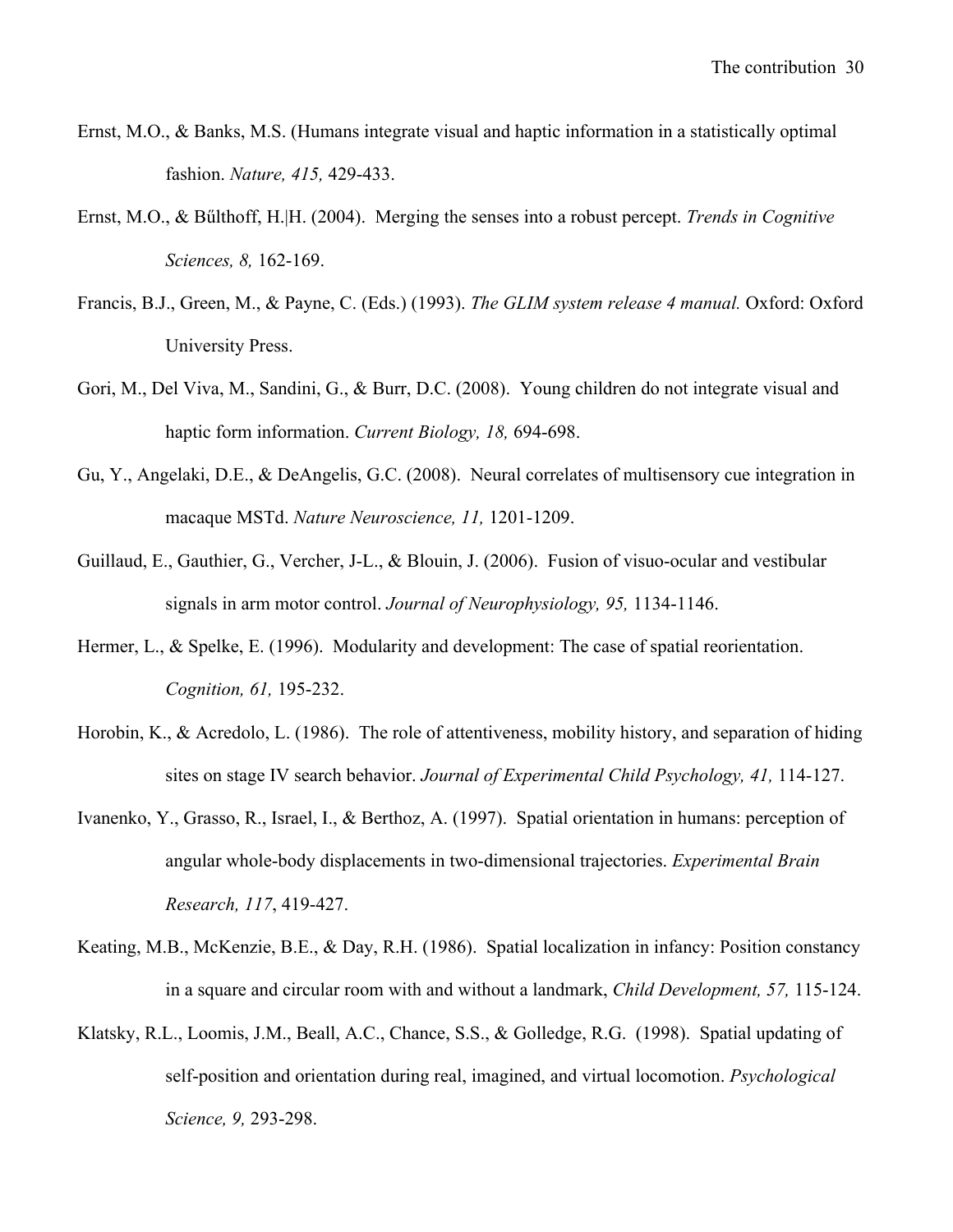Ernst, M.O., & Banks, M.S. (Humans integrate visual and haptic information in a statistically optimal fashion. *Nature, 415,* 429-433.

Ernst, M.O., & Bűlthoff, H.|H. (2004). Merging the senses into a robust percept. *Trends in Cognitive Sciences, 8,* 162-169.

Francis, B.J., Green, M., & Payne, C. (Eds.) (1993). *The GLIM system release 4 manual.* Oxford: Oxford University Press.

Gori, M., Del Viva, M., Sandini, G., & Burr, D.C. (2008). Young children do not integrate visual and haptic form information. *Current Biology, 18,* 694-698.

Gu, Y., Angelaki, D.E., & DeAngelis, G.C. (2008). Neural correlates of multisensory cue integration in macaque MSTd. *Nature Neuroscience, 11,* 1201-1209.

Guillaud, E., Gauthier, G., Vercher, J-L., & Blouin, J. (2006). Fusion of visuo-ocular and vestibular signals in arm motor control. *Journal of Neurophysiology, 95,* 1134-1146.

Hermer, L., & Spelke, E. (1996). Modularity and development: The case of spatial reorientation. *Cognition, 61,* 195-232.

Horobin, K., & Acredolo, L. (1986). The role of attentiveness, mobility history, and separation of hiding sites on stage IV search behavior. *Journal of Experimental Child Psychology, 41,* 114-127.

Ivanenko, Y., Grasso, R., Israel, I., & Berthoz, A. (1997). Spatial orientation in humans: perception of angular whole-body displacements in two-dimensional trajectories. *Experimental Brain Research, 117*, 419-427.

Keating, M.B., McKenzie, B.E., & Day, R.H. (1986). Spatial localization in infancy: Position constancy in a square and circular room with and without a landmark, *Child Development, 57,* 115-124.

Klatsky, R.L., Loomis, J.M., Beall, A.C., Chance, S.S., & Golledge, R.G. (1998). Spatial updating of self-position and orientation during real, imagined, and virtual locomotion. *Psychological Science, 9,* 293-298.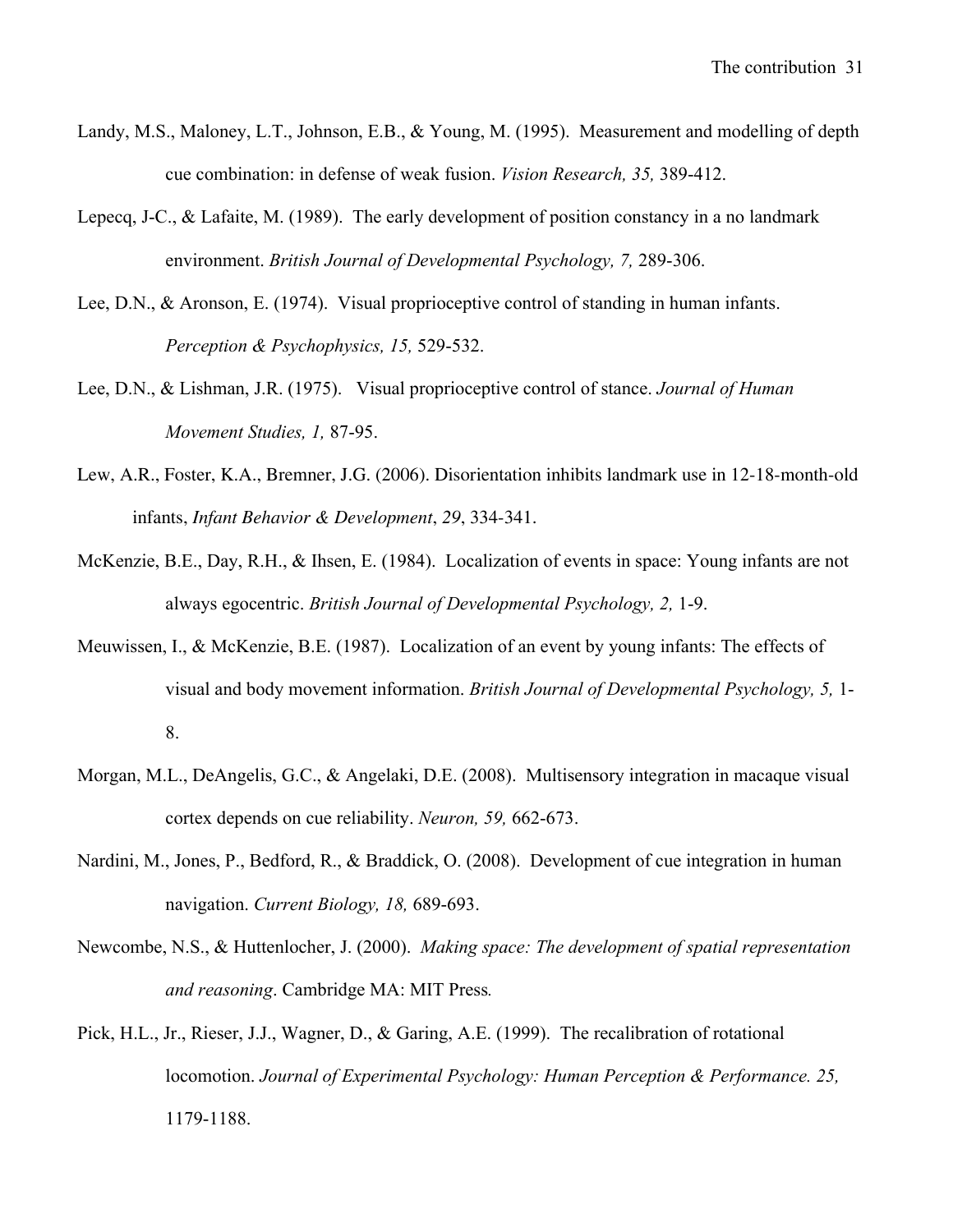Landy, M.S., Maloney, L.T., Johnson, E.B., & Young, M. (1995). Measurement and modelling of depth cue combination: in defense of weak fusion. *Vision Research, 35,* 389-412.

Lepecq, J-C., & Lafaite, M. (1989). The early development of position constancy in a no landmark environment. *British Journal of Developmental Psychology, 7,* 289-306.

Lee, D.N., & Aronson, E. (1974). Visual proprioceptive control of standing in human infants. *Perception & Psychophysics, 15,* 529-532.

Lee, D.N., & Lishman, J.R. (1975). Visual proprioceptive control of stance. *Journal of Human Movement Studies, 1,* 87-95.

Lew, A.R., Foster, K.A., Bremner, J.G. (2006). Disorientation inhibits landmark use in 12-18-month-old infants, *Infant Behavior & Development*, *29*, 334-341.

McKenzie, B.E., Day, R.H., & Ihsen, E. (1984). Localization of events in space: Young infants are not always egocentric. *British Journal of Developmental Psychology, 2,* 1-9.

Meuwissen, I., & McKenzie, B.E. (1987). Localization of an event by young infants: The effects of visual and body movement information. *British Journal of Developmental Psychology, 5,* 1-8.

Morgan, M.L., DeAngelis, G.C., & Angelaki, D.E. (2008). Multisensory integration in macaque visual cortex depends on cue reliability. *Neuron, 59,* 662-673.

Nardini, M., Jones, P., Bedford, R., & Braddick, O. (2008). Development of cue integration in human navigation. *Current Biology, 18,* 689-693.

Newcombe, N.S., & Huttenlocher, J. (2000). *Making space: The development of spatial representation and reasoning*. Cambridge MA: MIT Press.

Pick, H.L., Jr., Rieser, J.J., Wagner, D., & Garing, A.E. (1999). The recalibration of rotational locomotion. *Journal of Experimental Psychology: Human Perception & Performance. 25,* 1179-1188.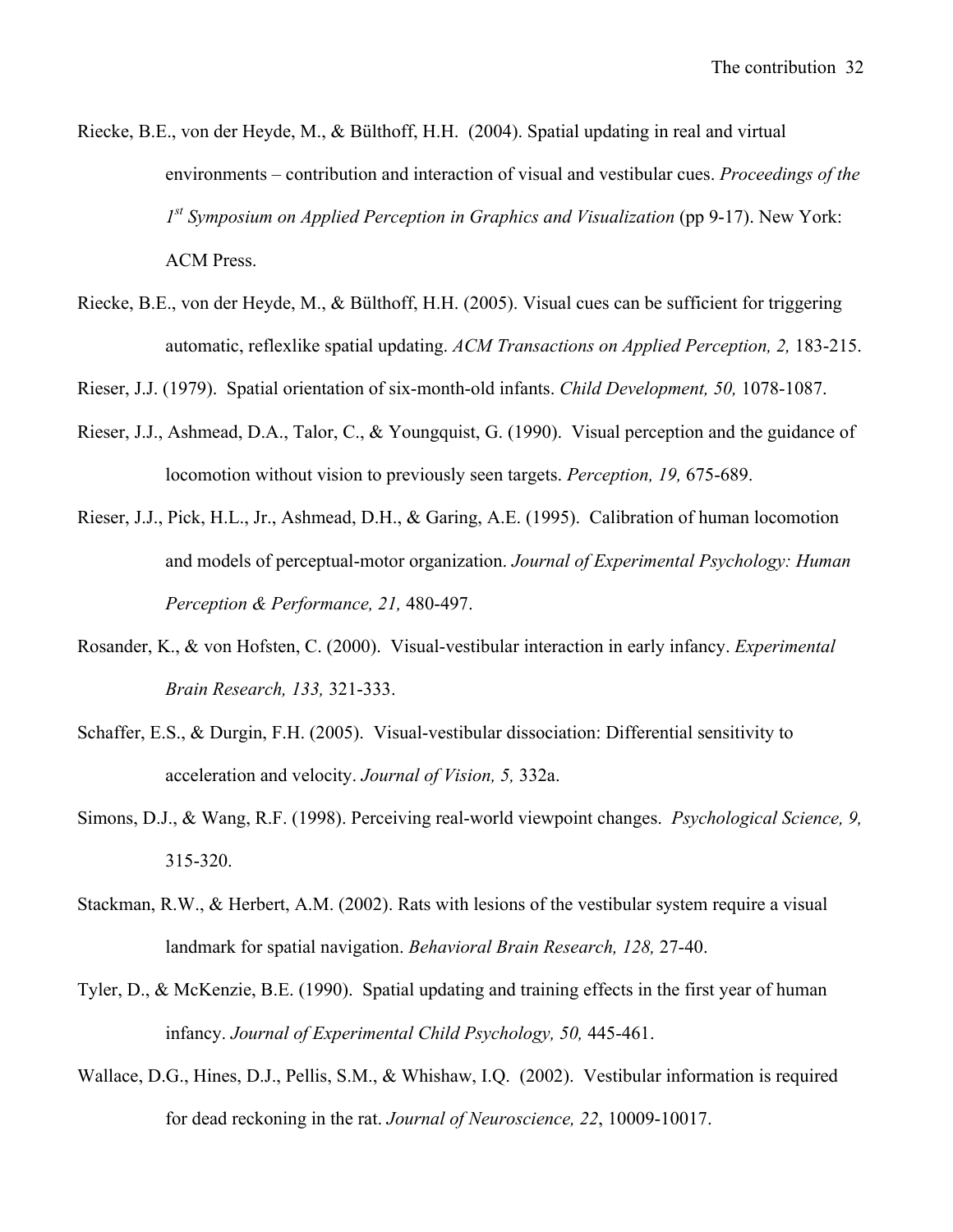Riecke, B.E., von der Heyde, M., & Bülthoff, H.H. (2004). Spatial updating in real and virtual environments – contribution and interaction of visual and vestibular cues. *Proceedings of the 1st Symposium on Applied Perception in Graphics and Visualization* (pp 9-17). New York: ACM Press.

Riecke, B.E., von der Heyde, M., & Bülthoff, H.H. (2005). Visual cues can be sufficient for triggering automatic, reflexlike spatial updating. *ACM Transactions on Applied Perception, 2,* 183-215.

Rieser, J.J. (1979). Spatial orientation of six-month-old infants. *Child Development, 50,* 1078-1087.

Rieser, J.J., Ashmead, D.A., Talor, C., & Youngquist, G. (1990). Visual perception and the guidance of locomotion without vision to previously seen targets. *Perception, 19,* 675-689.

Rieser, J.J., Pick, H.L., Jr., Ashmead, D.H., & Garing, A.E. (1995). Calibration of human locomotion and models of perceptual-motor organization. *Journal of Experimental Psychology: Human Perception & Performance, 21,* 480-497.

Rosander, K., & von Hofsten, C. (2000). Visual-vestibular interaction in early infancy. *Experimental Brain Research, 133,* 321-333.

Schaffer, E.S., & Durgin, F.H. (2005). Visual-vestibular dissociation: Differential sensitivity to acceleration and velocity. *Journal of Vision, 5,* 332a.

Simons, D.J., & Wang, R.F. (1998). Perceiving real-world viewpoint changes. *Psychological Science, 9,* 315-320.

Stackman, R.W., & Herbert, A.M. (2002). Rats with lesions of the vestibular system require a visual landmark for spatial navigation. *Behavioral Brain Research, 128,* 27-40.

Tyler, D., & McKenzie, B.E. (1990). Spatial updating and training effects in the first year of human infancy. *Journal of Experimental Child Psychology, 50,* 445-461.

Wallace, D.G., Hines, D.J., Pellis, S.M., & Whishaw, I.Q. (2002). Vestibular information is required for dead reckoning in the rat. *Journal of Neuroscience, 22*, 10009-10017.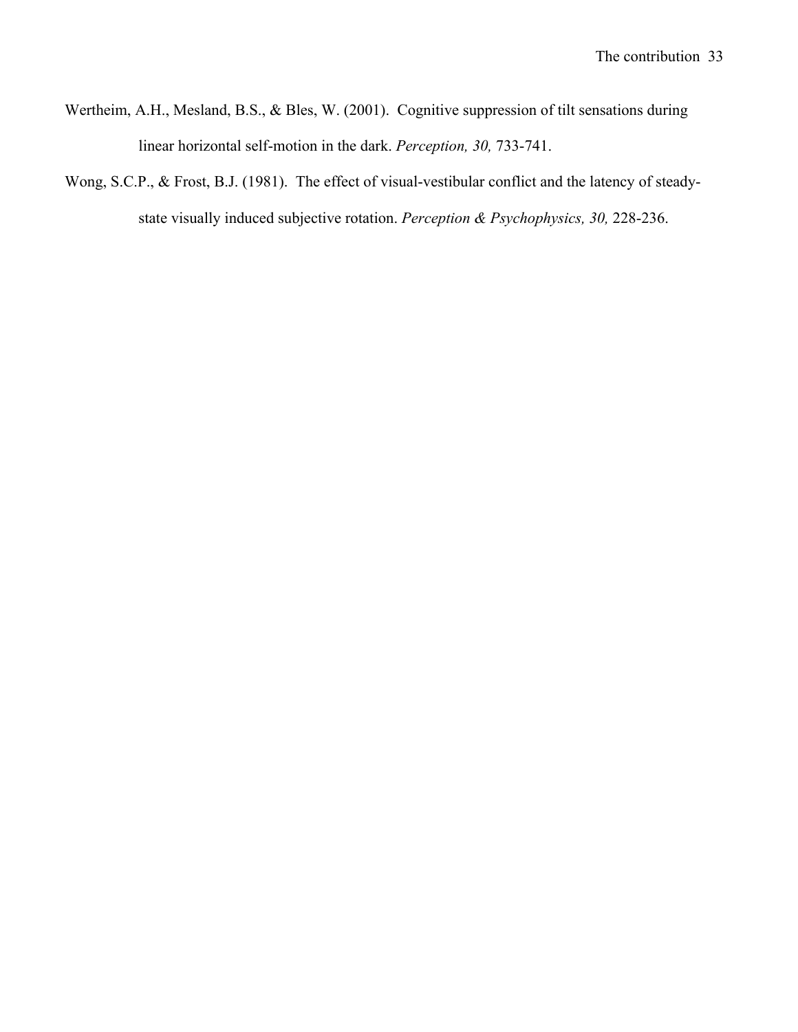Wertheim, A.H., Mesland, B.S., & Bles, W. (2001). Cognitive suppression of tilt sensations during linear horizontal self-motion in the dark. *Perception, 30,* 733-741.

Wong, S.C.P., & Frost, B.J. (1981). The effect of visual-vestibular conflict and the latency of steady-state visually induced subjective rotation. *Perception & Psychophysics, 30,* 228-236.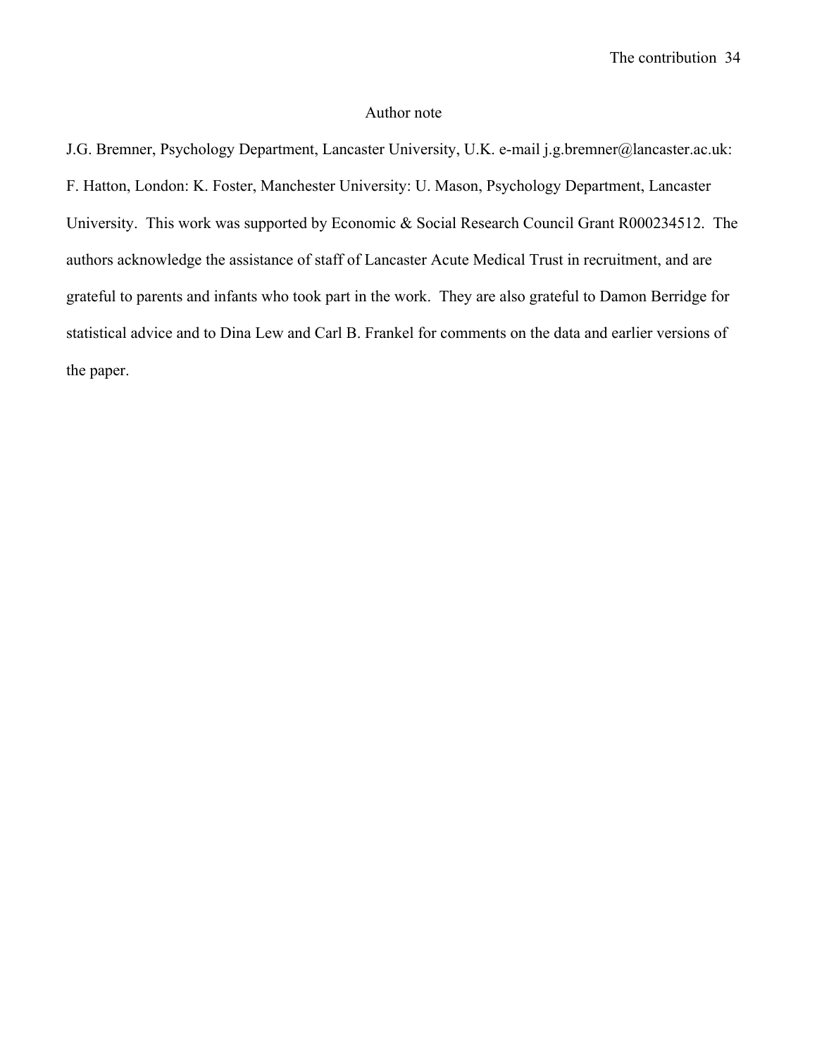## Author note

J.G. Bremner, Psychology Department, Lancaster University, U.K. e-mail j.g.bremner@lancaster.ac.uk: F. Hatton, London: K. Foster, Manchester University: U. Mason, Psychology Department, Lancaster University. This work was supported by Economic & Social Research Council Grant R000234512. The authors acknowledge the assistance of staff of Lancaster Acute Medical Trust in recruitment, and are grateful to parents and infants who took part in the work. They are also grateful to Damon Berridge for statistical advice and to Dina Lew and Carl B. Frankel for comments on the data and earlier versions of the paper.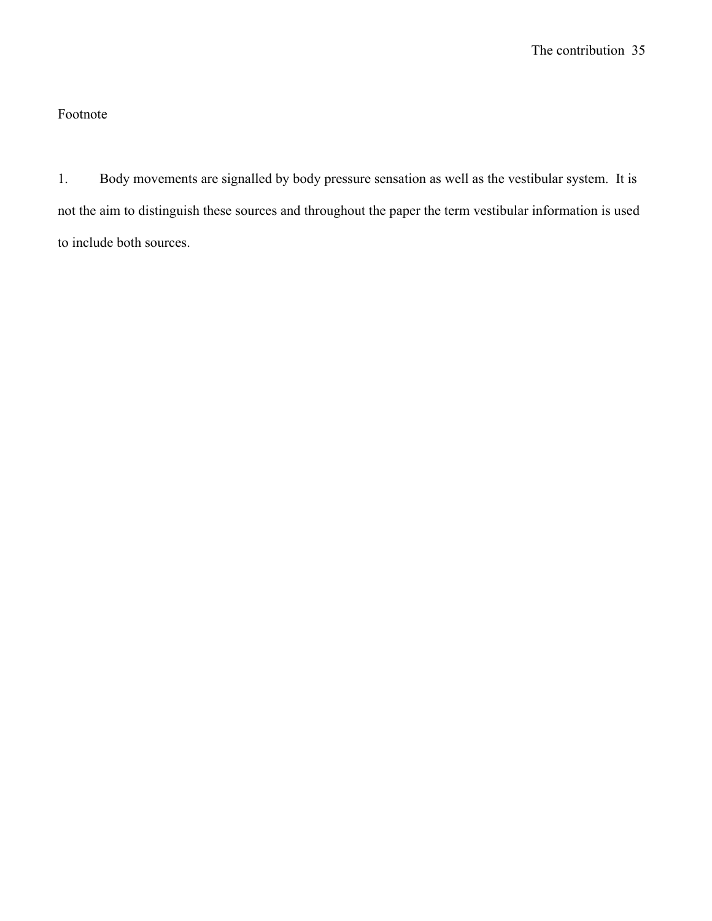Footnote

1. Body movements are signalled by body pressure sensation as well as the vestibular system. It is not the aim to distinguish these sources and throughout the paper the term vestibular information is used to include both sources.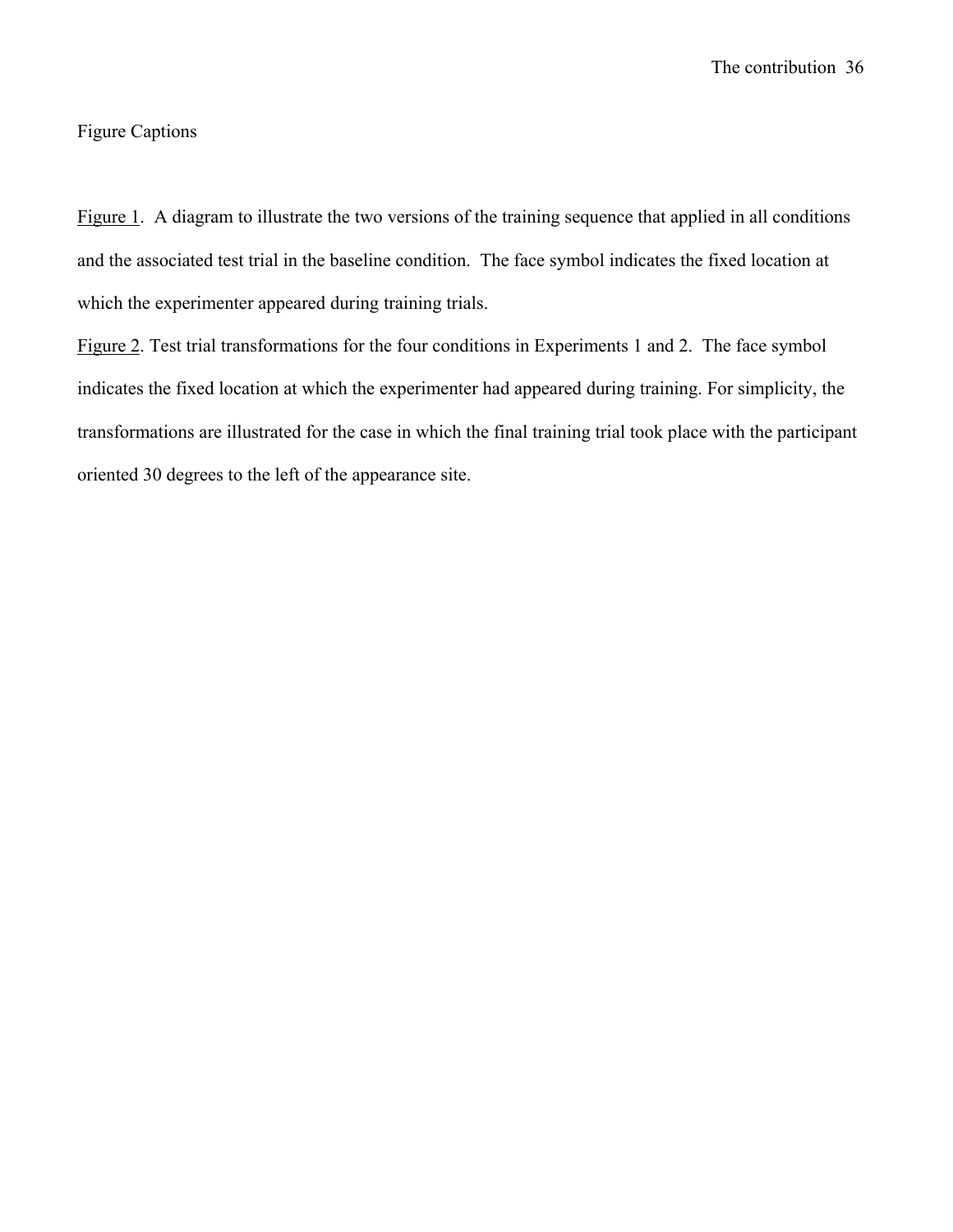Figure Captions

<u>Figure 1</u>. A diagram to illustrate the two versions of the training sequence that applied in all conditions and the associated test trial in the baseline condition. The face symbol indicates the fixed location at which the experimenter appeared during training trials.

<u>Figure 2</u>. Test trial transformations for the four conditions in Experiments 1 and 2. The face symbol indicates the fixed location at which the experimenter had appeared during training. For simplicity, the transformations are illustrated for the case in which the final training trial took place with the participant oriented 30 degrees to the left of the appearance site.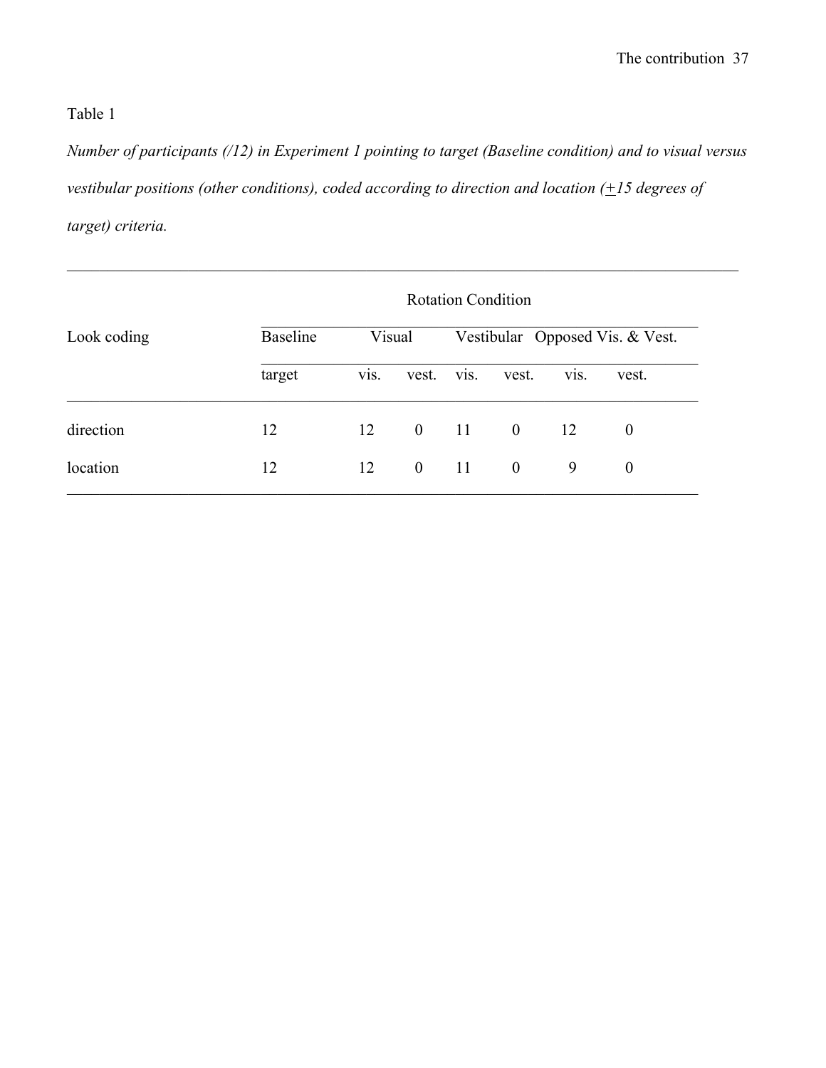Table 1

*Number of participants (/12) in Experiment 1 pointing to target (Baseline condition) and to visual versus vestibular positions (other conditions), coded according to direction and location (±15 degrees of target) criteria.*

| Look coding | Rotation Condition | | | | | | |
|---|---|---|---|---|---|---|---|
| | Baseline | Visual | | Vestibular | | Opposed Vis. & Vest. | |
| | target | vis. | vest. | vis. | vest. | vis. | vest. |
| direction | 12 | 12 | 0 | 11 | 0 | 12 | 0 |
| location | 12 | 12 | 0 | 11 | 0 | 9 | 0 |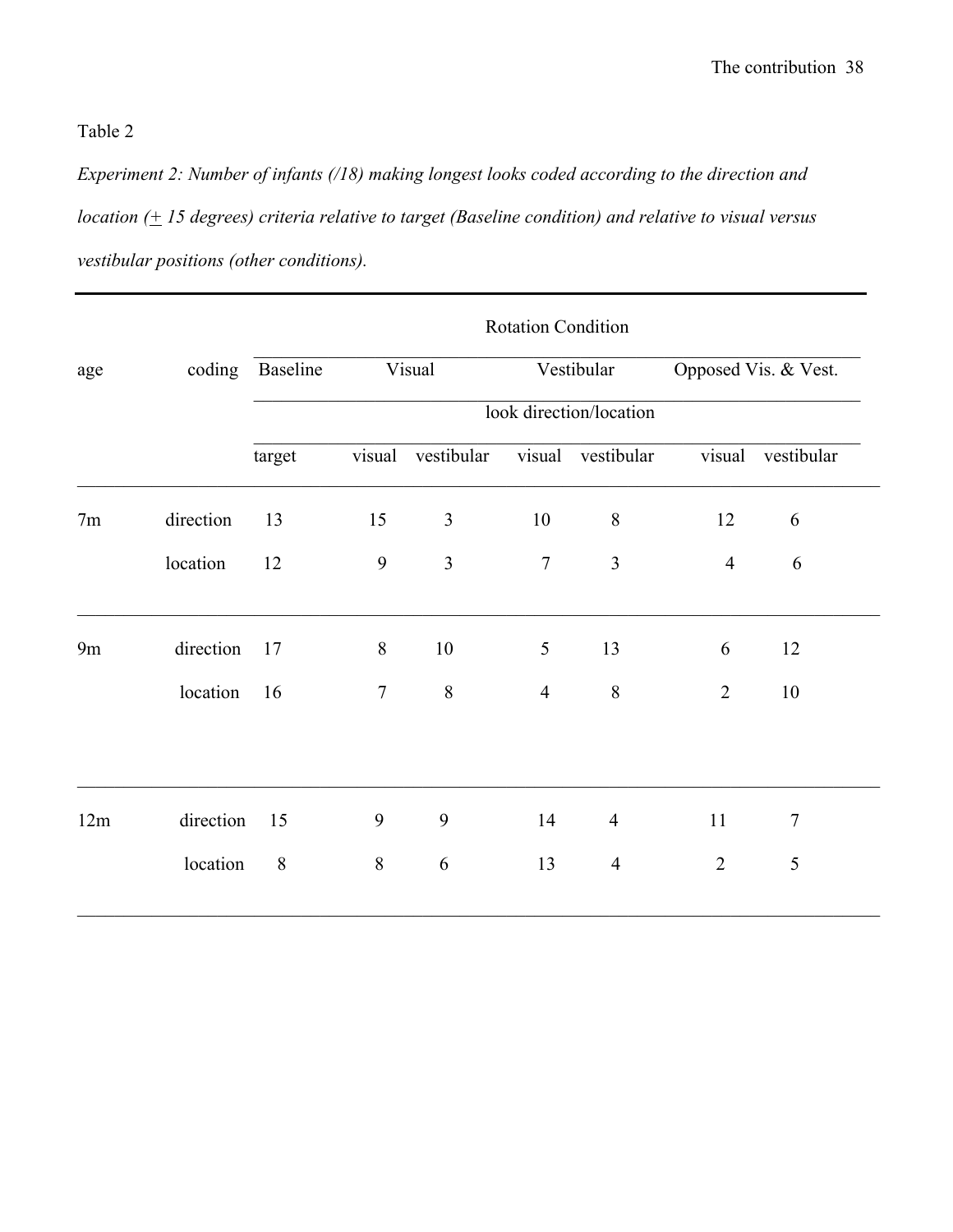Table 2

*Experiment 2: Number of infants (/18) making longest looks coded according to the direction and location (± 15 degrees) criteria relative to target (Baseline condition) and relative to visual versus vestibular positions (other conditions).*

| | | Rotation Condition | | | | | | |
|---|---|---|---|---|---|---|---|---|
| age | coding | Baseline | Visual | | Vestibular | | Opposed Vis. & Vest. | |
| | | look direction/location | | | | | | |
| | | target | visual | vestibular | visual | vestibular | visual | vestibular |
| 7m | direction | 13 | 15 | 3 | 10 | 8 | 12 | 6 |
| | location | 12 | 9 | 3 | 7 | 3 | 4 | 6 |
| 9m | direction | 17 | 8 | 10 | 5 | 13 | 6 | 12 |
| | location | 16 | 7 | 8 | 4 | 8 | 2 | 10 |
| 12m | direction | 15 | 9 | 9 | 14 | 4 | 11 | 7 |
| | location | 8 | 8 | 6 | 13 | 4 | 2 | 5 |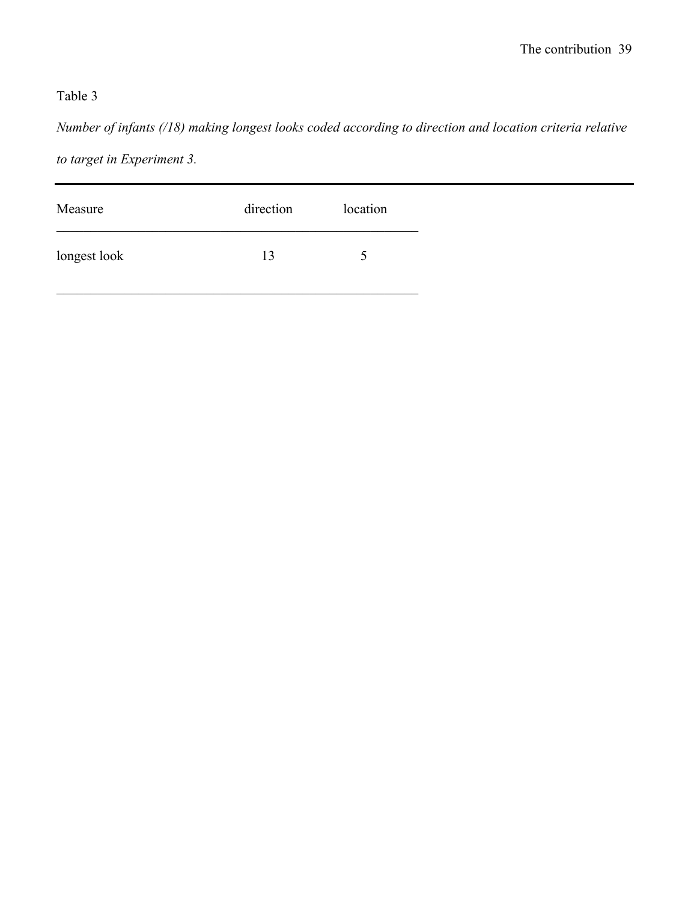Table 3

*Number of infants (/18) making longest looks coded according to direction and location criteria relative to target in Experiment 3.*

| Measure | direction | location |
| --- | --- | --- |
| longest look | 13 | 5 |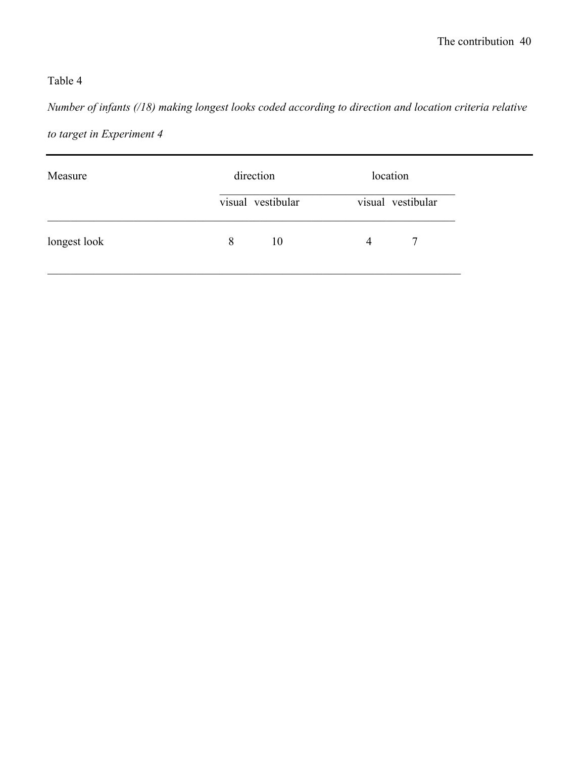Table 4

*Number of infants (/18) making longest looks coded according to direction and location criteria relative to target in Experiment 4*

| Measure | direction | | location | |
|---|---|---|---|---|
| | visual | vestibular | visual | vestibular |
| longest look | 8 | 10 | 4 | 7 |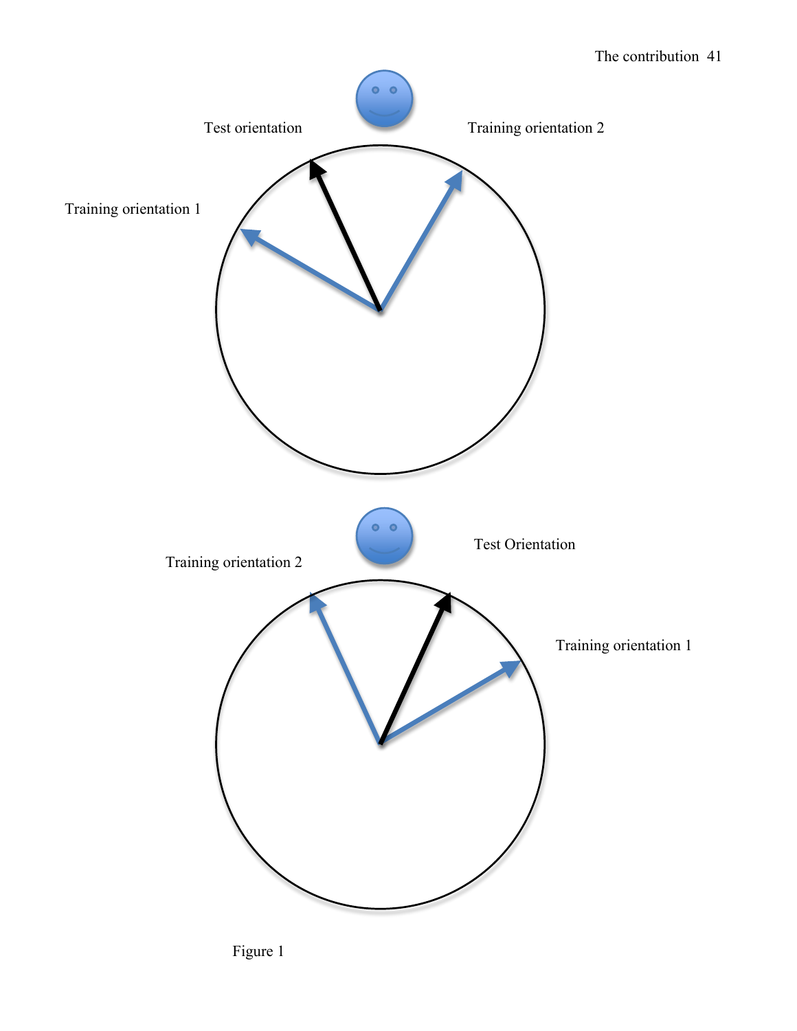Test orientation

Training orientation 2

Training orientation 1

Training orientation 2

Test Orientation

Training orientation 1

Figure 1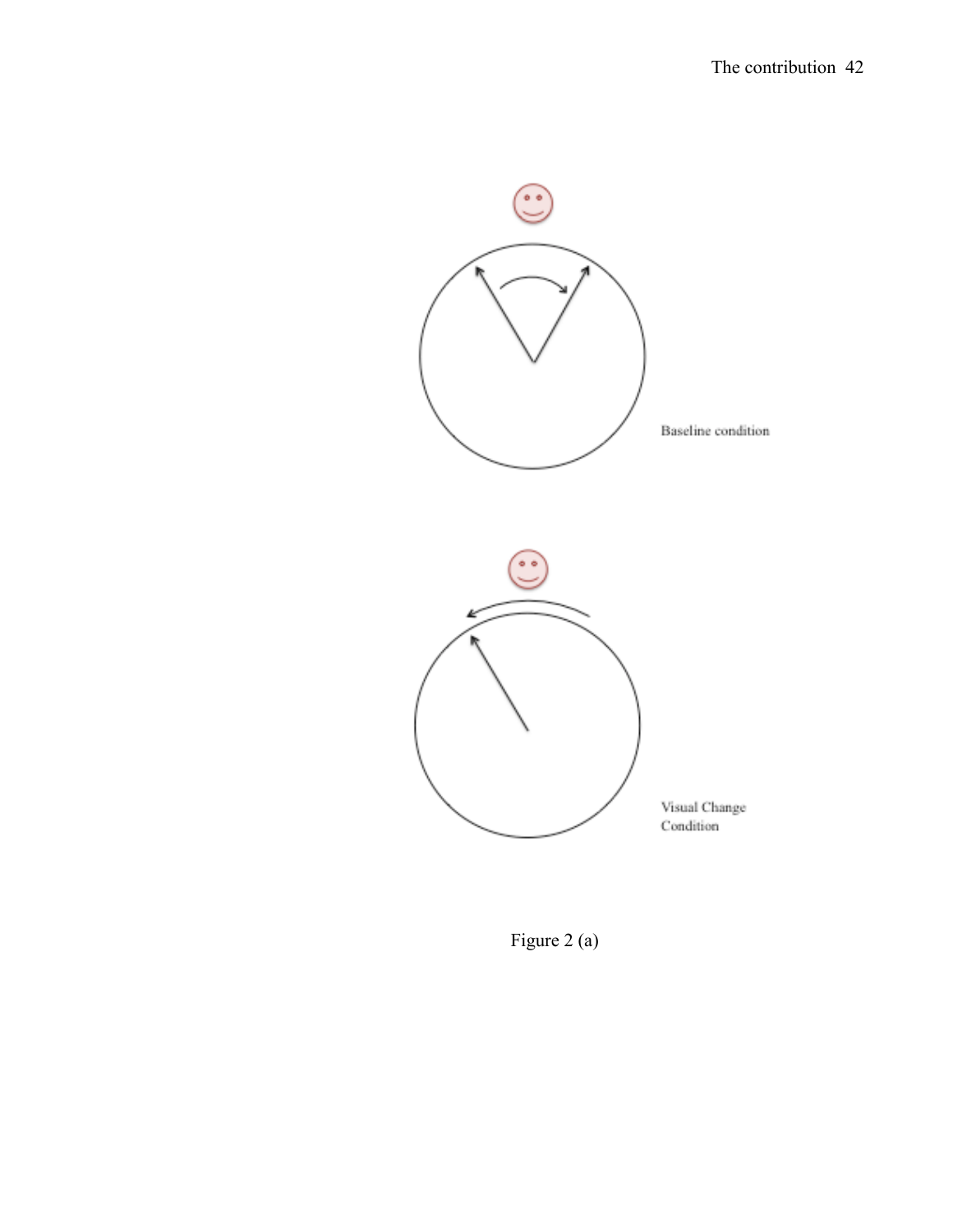Baseline condition

Visual Change Condition

Figure 2 (a)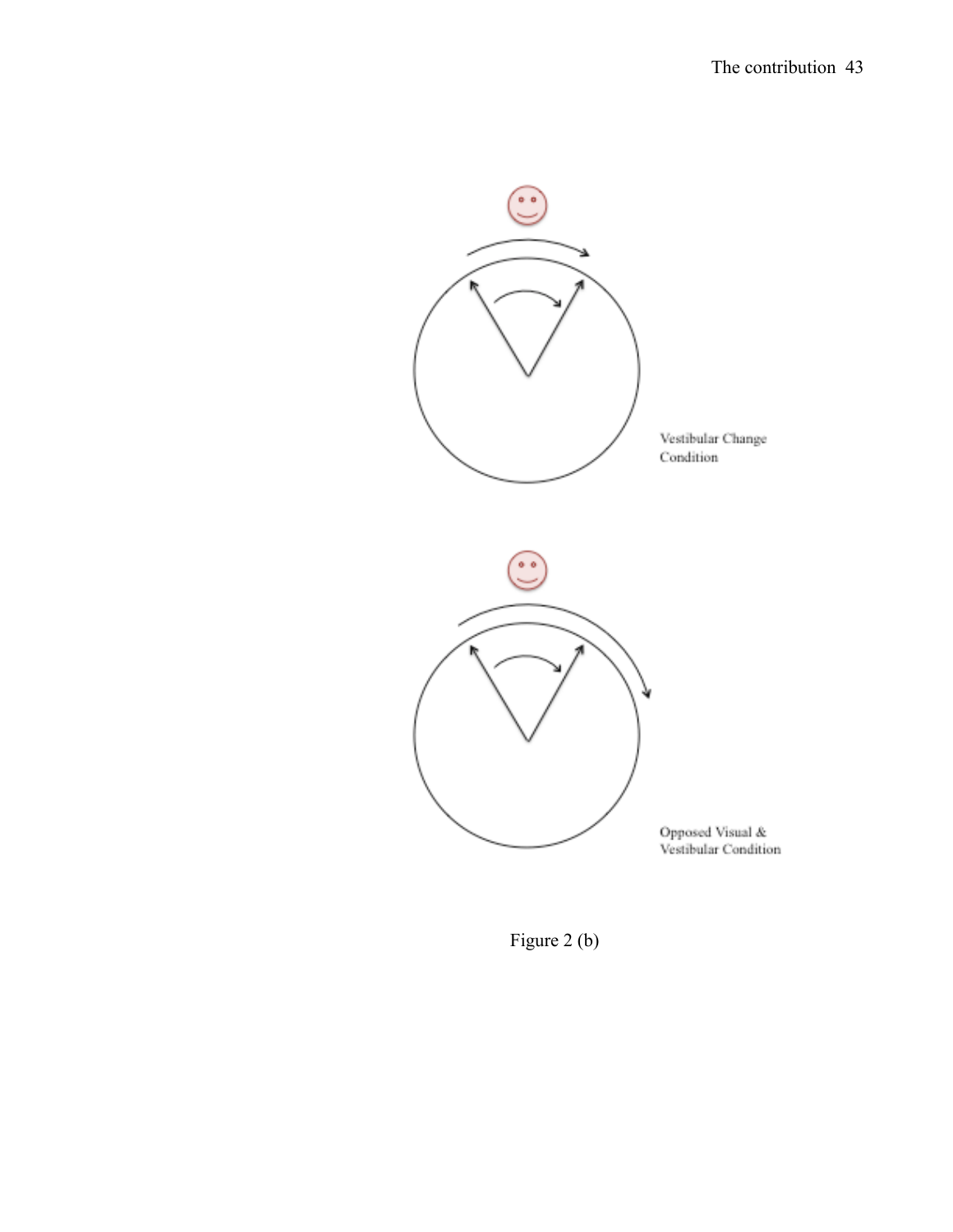Vestibular Change Condition

Opposed Visual & Vestibular Condition

Figure 2 (b)